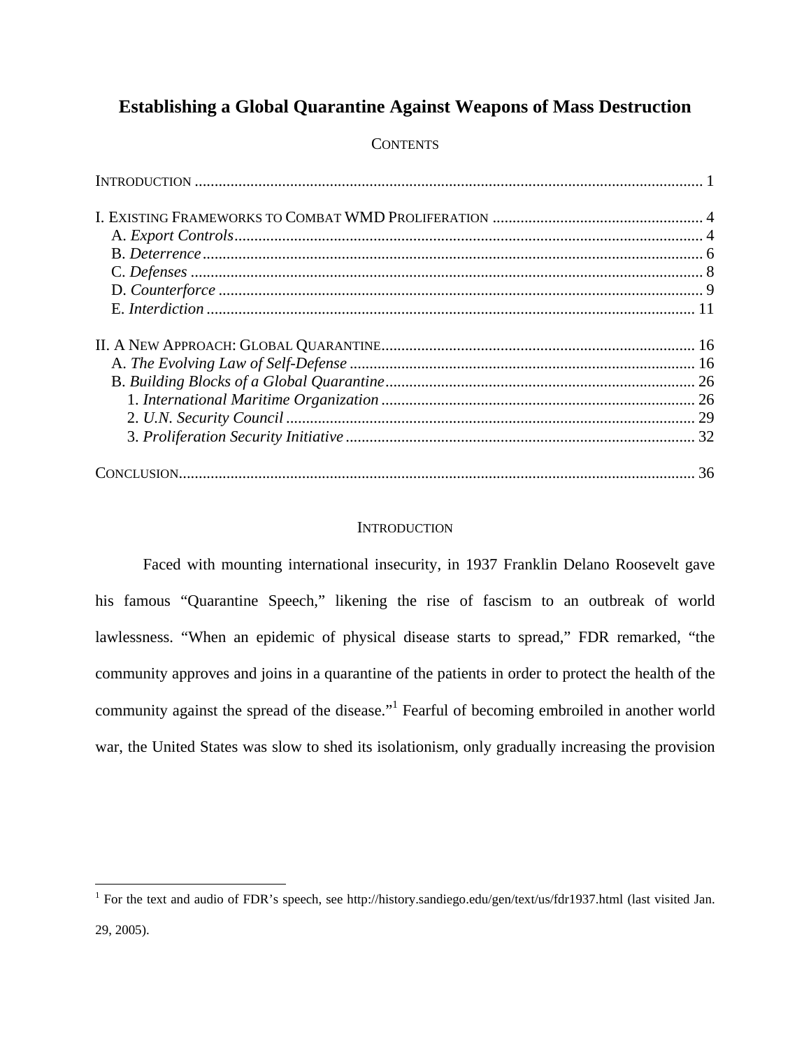# Establishing a Global Quarantine Against Weapons of Mass Destruction

## CONTENTS

INTRODUCTION ........................................................................................................................ 1

I. EXISTING FRAMEWORKS TO COMBAT WMD PROLIFERATION ..................................................... 4
- A. *Export Controls* ..................................................................................................... 4
- B. *Deterrence* ............................................................................................................ 6
- C. *Defenses* ............................................................................................................... 8
- D. *Counterforce* ......................................................................................................... 9
- E. *Interdiction* .......................................................................................................... 11

II. A NEW APPROACH: GLOBAL QUARANTINE ............................................................................ 16
- A. *The Evolving Law of Self-Defense* ........................................................................ 16
- B. *Building Blocks of a Global Quarantine* ............................................................... 26
  - 1. *International Maritime Organization* ............................................................... 26
  - 2. *U.N. Security Council* ...................................................................................... 29
  - 3. *Proliferation Security Initiative* ........................................................................ 32

CONCLUSION ........................................................................................................................ 36

## INTRODUCTION

Faced with mounting international insecurity, in 1937 Franklin Delano Roosevelt gave his famous "Quarantine Speech," likening the rise of fascism to an outbreak of world lawlessness. "When an epidemic of physical disease starts to spread," FDR remarked, "the community approves and joins in a quarantine of the patients in order to protect the health of the community against the spread of the disease."[1] Fearful of becoming embroiled in another world war, the United States was slow to shed its isolationism, only gradually increasing the provision

[1] For the text and audio of FDR's speech, see http://history.sandiego.edu/gen/text/us/fdr1937.html (last visited Jan. 29, 2005).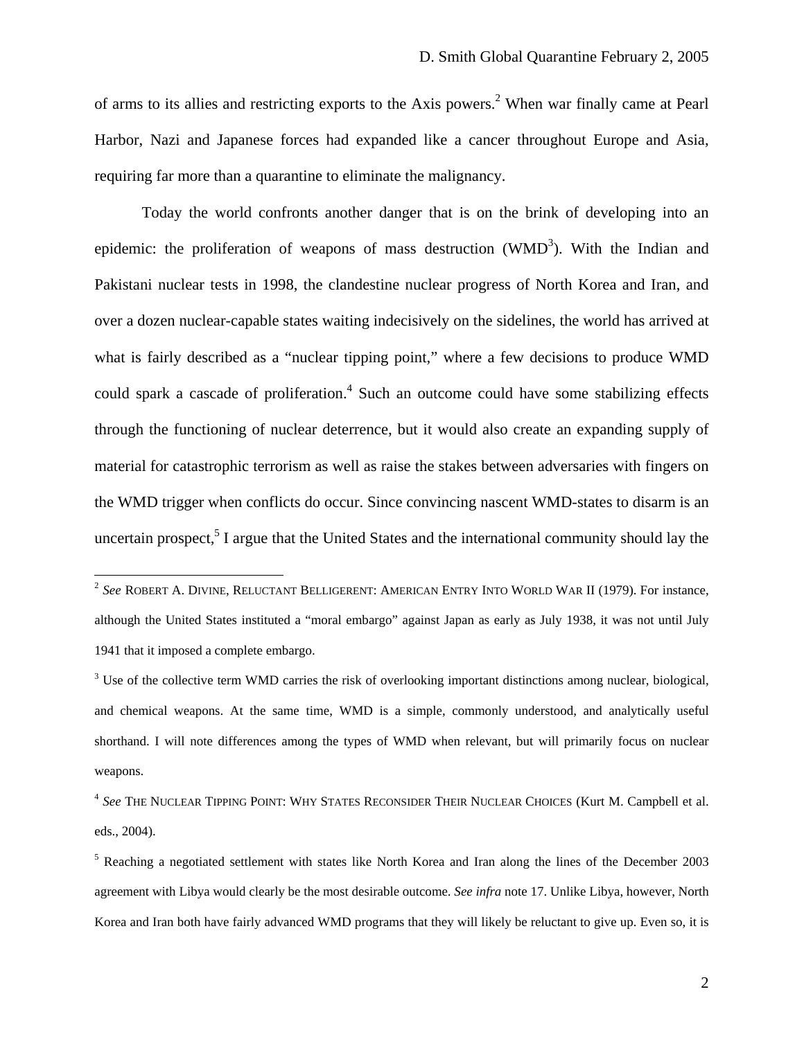of arms to its allies and restricting exports to the Axis powers.[2] When war finally came at Pearl Harbor, Nazi and Japanese forces had expanded like a cancer throughout Europe and Asia, requiring far more than a quarantine to eliminate the malignancy.

Today the world confronts another danger that is on the brink of developing into an epidemic: the proliferation of weapons of mass destruction (WMD[3]). With the Indian and Pakistani nuclear tests in 1998, the clandestine nuclear progress of North Korea and Iran, and over a dozen nuclear-capable states waiting indecisively on the sidelines, the world has arrived at what is fairly described as a "nuclear tipping point," where a few decisions to produce WMD could spark a cascade of proliferation.[4] Such an outcome could have some stabilizing effects through the functioning of nuclear deterrence, but it would also create an expanding supply of material for catastrophic terrorism as well as raise the stakes between adversaries with fingers on the WMD trigger when conflicts do occur. Since convincing nascent WMD-states to disarm is an uncertain prospect,[5] I argue that the United States and the international community should lay the

---

[2] *See* ROBERT A. DIVINE, RELUCTANT BELLIGERENT: AMERICAN ENTRY INTO WORLD WAR II (1979). For instance, although the United States instituted a "moral embargo" against Japan as early as July 1938, it was not until July 1941 that it imposed a complete embargo.

[3] Use of the collective term WMD carries the risk of overlooking important distinctions among nuclear, biological, and chemical weapons. At the same time, WMD is a simple, commonly understood, and analytically useful shorthand. I will note differences among the types of WMD when relevant, but will primarily focus on nuclear weapons.

[4] *See* THE NUCLEAR TIPPING POINT: WHY STATES RECONSIDER THEIR NUCLEAR CHOICES (Kurt M. Campbell et al. eds., 2004).

[5] Reaching a negotiated settlement with states like North Korea and Iran along the lines of the December 2003 agreement with Libya would clearly be the most desirable outcome. *See infra* note 17. Unlike Libya, however, North Korea and Iran both have fairly advanced WMD programs that they will likely be reluctant to give up. Even so, it is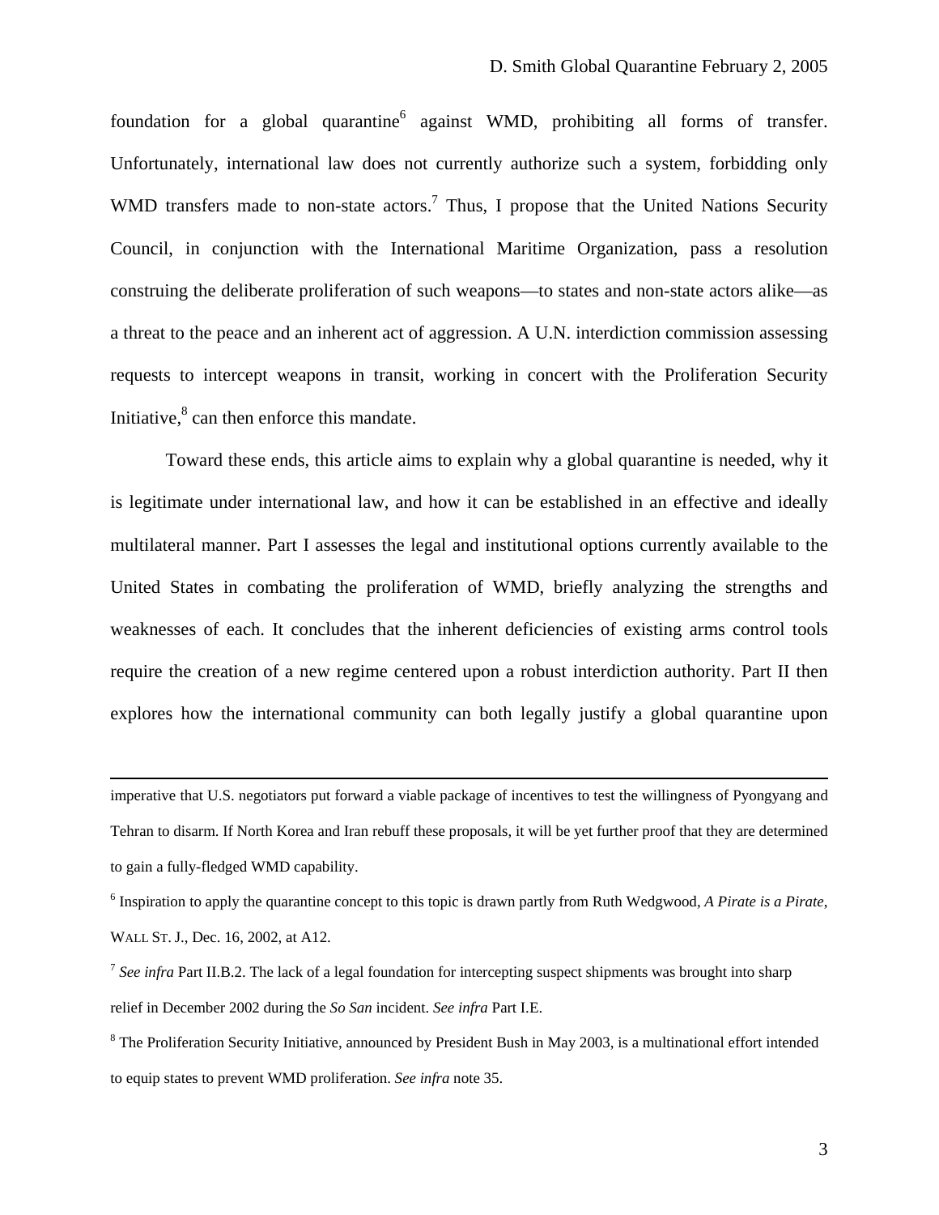foundation for a global quarantine[6] against WMD, prohibiting all forms of transfer. Unfortunately, international law does not currently authorize such a system, forbidding only WMD transfers made to non-state actors.[7] Thus, I propose that the United Nations Security Council, in conjunction with the International Maritime Organization, pass a resolution construing the deliberate proliferation of such weapons—to states and non-state actors alike—as a threat to the peace and an inherent act of aggression. A U.N. interdiction commission assessing requests to intercept weapons in transit, working in concert with the Proliferation Security Initiative,[8] can then enforce this mandate.

Toward these ends, this article aims to explain why a global quarantine is needed, why it is legitimate under international law, and how it can be established in an effective and ideally multilateral manner. Part I assesses the legal and institutional options currently available to the United States in combating the proliferation of WMD, briefly analyzing the strengths and weaknesses of each. It concludes that the inherent deficiencies of existing arms control tools require the creation of a new regime centered upon a robust interdiction authority. Part II then explores how the international community can both legally justify a global quarantine upon

---

imperative that U.S. negotiators put forward a viable package of incentives to test the willingness of Pyongyang and Tehran to disarm. If North Korea and Iran rebuff these proposals, it will be yet further proof that they are determined to gain a fully-fledged WMD capability.

[6] Inspiration to apply the quarantine concept to this topic is drawn partly from Ruth Wedgwood, *A Pirate is a Pirate*, WALL ST. J., Dec. 16, 2002, at A12.

[7] *See infra* Part II.B.2. The lack of a legal foundation for intercepting suspect shipments was brought into sharp relief in December 2002 during the *So San* incident. *See infra* Part I.E.

[8] The Proliferation Security Initiative, announced by President Bush in May 2003, is a multinational effort intended to equip states to prevent WMD proliferation. *See infra* note 35.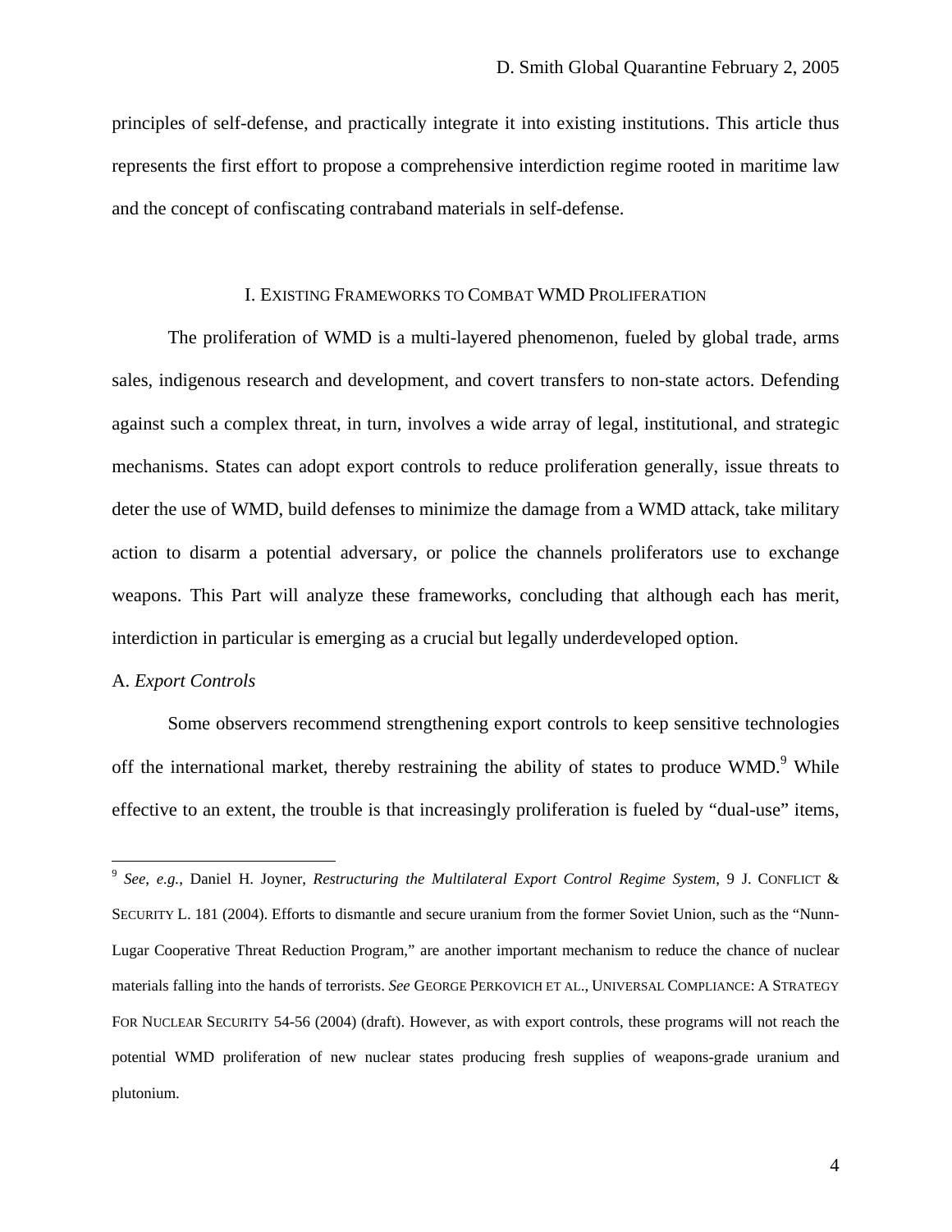principles of self-defense, and practically integrate it into existing institutions. This article thus represents the first effort to propose a comprehensive interdiction regime rooted in maritime law and the concept of confiscating contraband materials in self-defense.

## I. Existing Frameworks to Combat WMD Proliferation

The proliferation of WMD is a multi-layered phenomenon, fueled by global trade, arms sales, indigenous research and development, and covert transfers to non-state actors. Defending against such a complex threat, in turn, involves a wide array of legal, institutional, and strategic mechanisms. States can adopt export controls to reduce proliferation generally, issue threats to deter the use of WMD, build defenses to minimize the damage from a WMD attack, take military action to disarm a potential adversary, or police the channels proliferators use to exchange weapons. This Part will analyze these frameworks, concluding that although each has merit, interdiction in particular is emerging as a crucial but legally underdeveloped option.

### A. *Export Controls*

Some observers recommend strengthening export controls to keep sensitive technologies off the international market, thereby restraining the ability of states to produce WMD.[9] While effective to an extent, the trouble is that increasingly proliferation is fueled by "dual-use" items,

---

[9] *See, e.g.*, Daniel H. Joyner, *Restructuring the Multilateral Export Control Regime System*, 9 J. Conflict & Security L. 181 (2004). Efforts to dismantle and secure uranium from the former Soviet Union, such as the "Nunn-Lugar Cooperative Threat Reduction Program," are another important mechanism to reduce the chance of nuclear materials falling into the hands of terrorists. *See* George Perkovich et al., Universal Compliance: A Strategy for Nuclear Security 54-56 (2004) (draft). However, as with export controls, these programs will not reach the potential WMD proliferation of new nuclear states producing fresh supplies of weapons-grade uranium and plutonium.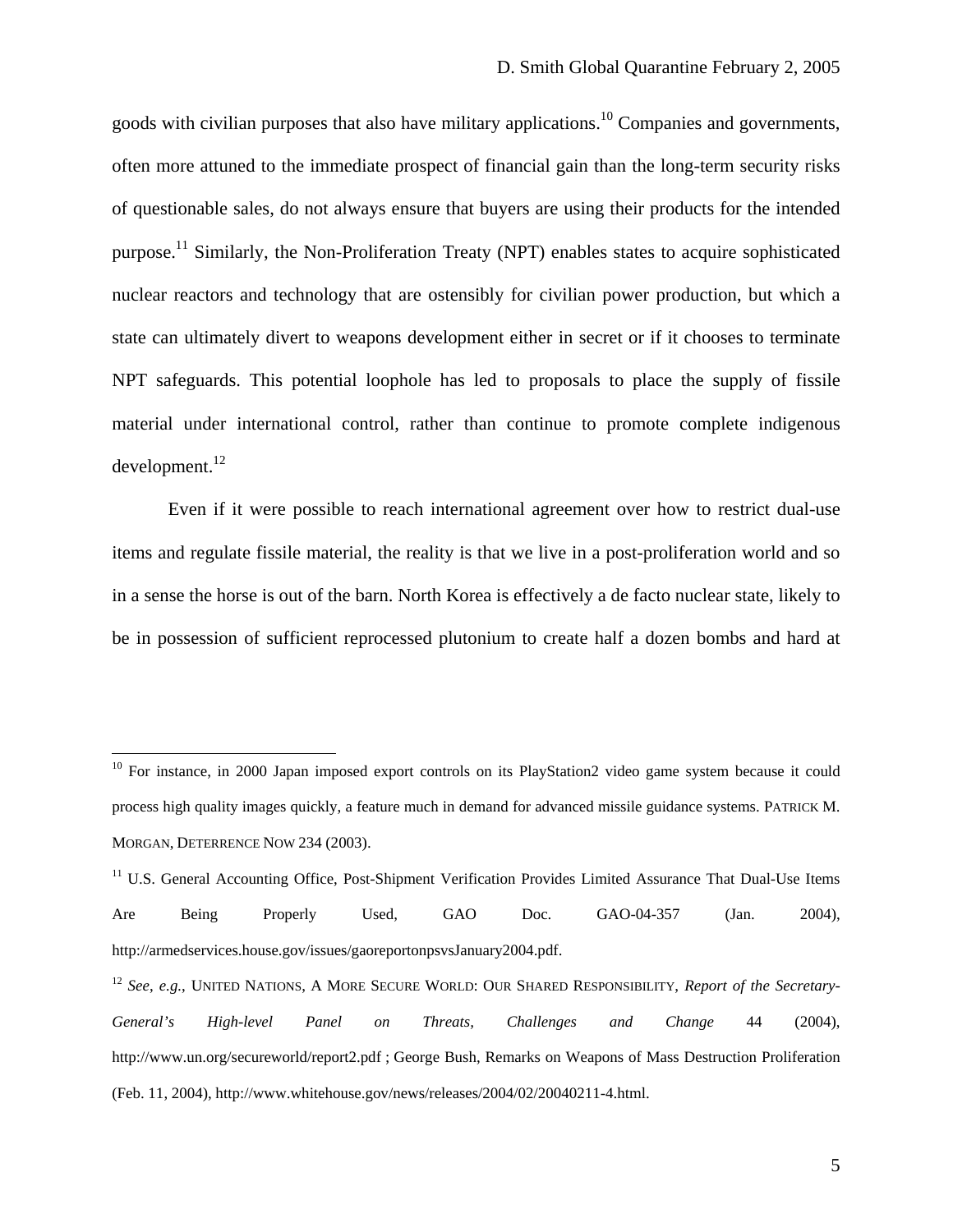goods with civilian purposes that also have military applications.[10] Companies and governments, often more attuned to the immediate prospect of financial gain than the long-term security risks of questionable sales, do not always ensure that buyers are using their products for the intended purpose.[11] Similarly, the Non-Proliferation Treaty (NPT) enables states to acquire sophisticated nuclear reactors and technology that are ostensibly for civilian power production, but which a state can ultimately divert to weapons development either in secret or if it chooses to terminate NPT safeguards. This potential loophole has led to proposals to place the supply of fissile material under international control, rather than continue to promote complete indigenous development.[12]

Even if it were possible to reach international agreement over how to restrict dual-use items and regulate fissile material, the reality is that we live in a post-proliferation world and so in a sense the horse is out of the barn. North Korea is effectively a de facto nuclear state, likely to be in possession of sufficient reprocessed plutonium to create half a dozen bombs and hard at

---

[10] For instance, in 2000 Japan imposed export controls on its PlayStation2 video game system because it could process high quality images quickly, a feature much in demand for advanced missile guidance systems. PATRICK M. MORGAN, DETERRENCE NOW 234 (2003).

[11] U.S. General Accounting Office, Post-Shipment Verification Provides Limited Assurance That Dual-Use Items Are Being Properly Used, GAO Doc. GAO-04-357 (Jan. 2004), http://armedservices.house.gov/issues/gaoreportonpsvsJanuary2004.pdf.

[12] *See, e.g.*, UNITED NATIONS, A MORE SECURE WORLD: OUR SHARED RESPONSIBILITY, *Report of the Secretary-General's High-level Panel on Threats, Challenges and Change* 44 (2004), http://www.un.org/secureworld/report2.pdf ; George Bush, Remarks on Weapons of Mass Destruction Proliferation (Feb. 11, 2004), http://www.whitehouse.gov/news/releases/2004/02/20040211-4.html.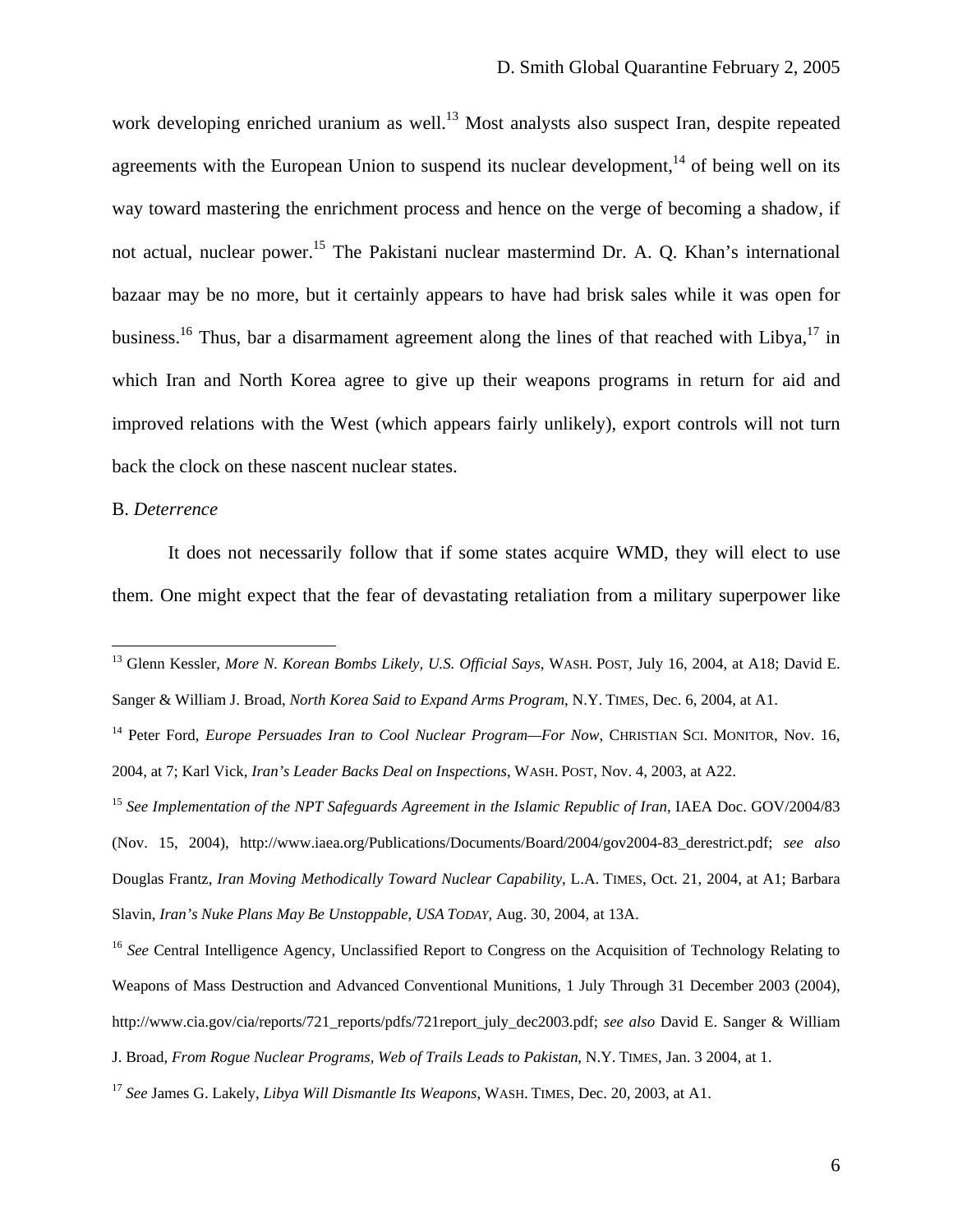work developing enriched uranium as well.[13] Most analysts also suspect Iran, despite repeated agreements with the European Union to suspend its nuclear development,[14] of being well on its way toward mastering the enrichment process and hence on the verge of becoming a shadow, if not actual, nuclear power.[15] The Pakistani nuclear mastermind Dr. A. Q. Khan's international bazaar may be no more, but it certainly appears to have had brisk sales while it was open for business.[16] Thus, bar a disarmament agreement along the lines of that reached with Libya,[17] in which Iran and North Korea agree to give up their weapons programs in return for aid and improved relations with the West (which appears fairly unlikely), export controls will not turn back the clock on these nascent nuclear states.

B. *Deterrence*

It does not necessarily follow that if some states acquire WMD, they will elect to use them. One might expect that the fear of devastating retaliation from a military superpower like

---

[13] Glenn Kessler, *More N. Korean Bombs Likely, U.S. Official Says*, WASH. POST, July 16, 2004, at A18; David E. Sanger & William J. Broad, *North Korea Said to Expand Arms Program*, N.Y. TIMES, Dec. 6, 2004, at A1.

[14] Peter Ford, *Europe Persuades Iran to Cool Nuclear Program—For Now*, CHRISTIAN SCI. MONITOR, Nov. 16, 2004, at 7; Karl Vick, *Iran's Leader Backs Deal on Inspections*, WASH. POST, Nov. 4, 2003, at A22.

[15] *See Implementation of the NPT Safeguards Agreement in the Islamic Republic of Iran*, IAEA Doc. GOV/2004/83 (Nov. 15, 2004), http://www.iaea.org/Publications/Documents/Board/2004/gov2004-83_derestrict.pdf; *see also* Douglas Frantz, *Iran Moving Methodically Toward Nuclear Capability*, L.A. TIMES, Oct. 21, 2004, at A1; Barbara Slavin, *Iran's Nuke Plans May Be Unstoppable*, *USA TODAY*, Aug. 30, 2004, at 13A.

[16] *See* Central Intelligence Agency, Unclassified Report to Congress on the Acquisition of Technology Relating to Weapons of Mass Destruction and Advanced Conventional Munitions, 1 July Through 31 December 2003 (2004), http://www.cia.gov/cia/reports/721_reports/pdfs/721report_july_dec2003.pdf; *see also* David E. Sanger & William J. Broad, *From Rogue Nuclear Programs, Web of Trails Leads to Pakistan*, N.Y. TIMES, Jan. 3 2004, at 1.

[17] *See* James G. Lakely, *Libya Will Dismantle Its Weapons*, WASH. TIMES, Dec. 20, 2003, at A1.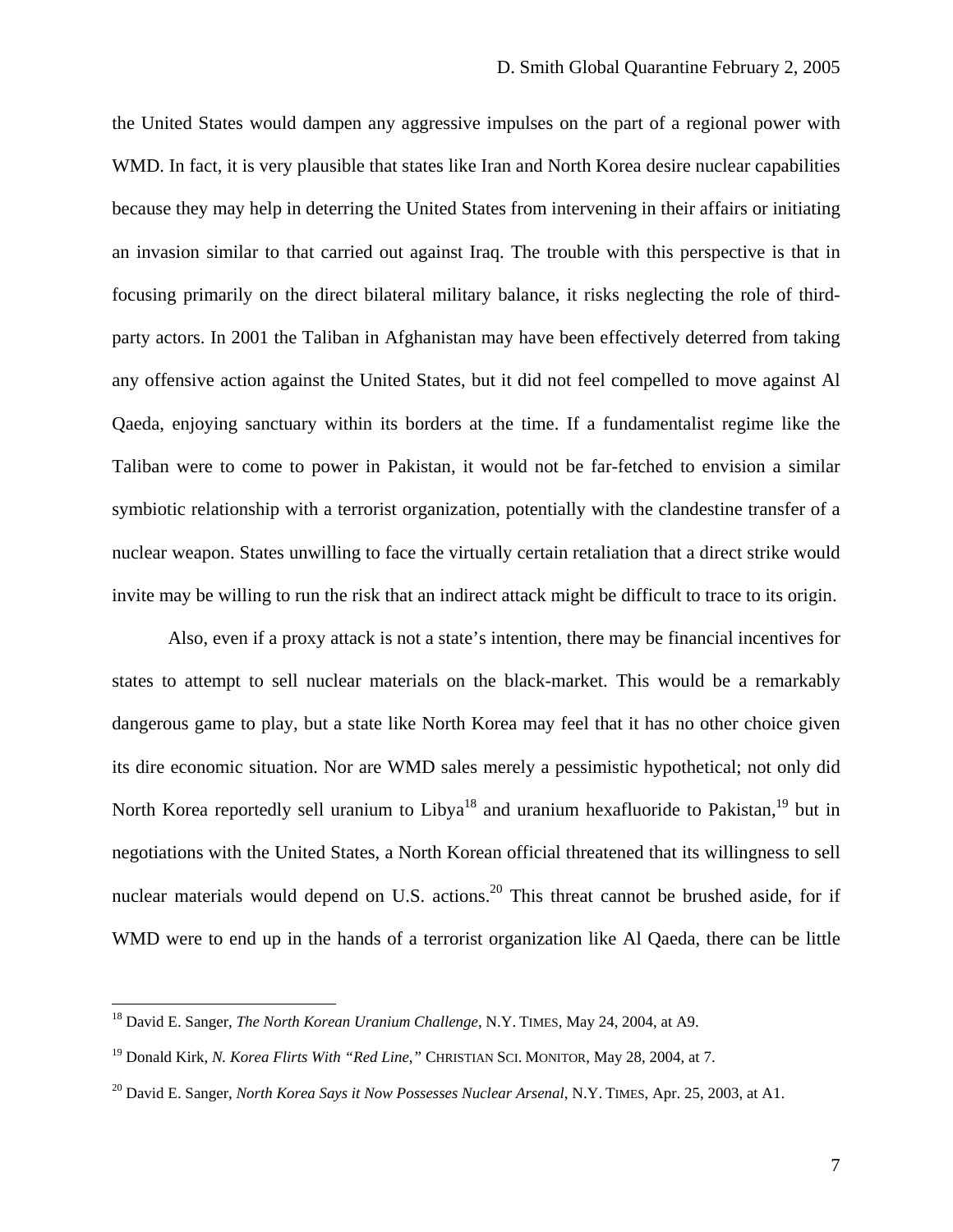the United States would dampen any aggressive impulses on the part of a regional power with WMD. In fact, it is very plausible that states like Iran and North Korea desire nuclear capabilities because they may help in deterring the United States from intervening in their affairs or initiating an invasion similar to that carried out against Iraq. The trouble with this perspective is that in focusing primarily on the direct bilateral military balance, it risks neglecting the role of third-party actors. In 2001 the Taliban in Afghanistan may have been effectively deterred from taking any offensive action against the United States, but it did not feel compelled to move against Al Qaeda, enjoying sanctuary within its borders at the time. If a fundamentalist regime like the Taliban were to come to power in Pakistan, it would not be far-fetched to envision a similar symbiotic relationship with a terrorist organization, potentially with the clandestine transfer of a nuclear weapon. States unwilling to face the virtually certain retaliation that a direct strike would invite may be willing to run the risk that an indirect attack might be difficult to trace to its origin.

Also, even if a proxy attack is not a state's intention, there may be financial incentives for states to attempt to sell nuclear materials on the black-market. This would be a remarkably dangerous game to play, but a state like North Korea may feel that it has no other choice given its dire economic situation. Nor are WMD sales merely a pessimistic hypothetical; not only did North Korea reportedly sell uranium to Libya[18] and uranium hexafluoride to Pakistan,[19] but in negotiations with the United States, a North Korean official threatened that its willingness to sell nuclear materials would depend on U.S. actions.[20] This threat cannot be brushed aside, for if WMD were to end up in the hands of a terrorist organization like Al Qaeda, there can be little

[18] David E. Sanger, *The North Korean Uranium Challenge*, N.Y. TIMES, May 24, 2004, at A9.

[19] Donald Kirk, *N. Korea Flirts With "Red Line,"* CHRISTIAN SCI. MONITOR, May 28, 2004, at 7.

[20] David E. Sanger, *North Korea Says it Now Possesses Nuclear Arsenal*, N.Y. TIMES, Apr. 25, 2003, at A1.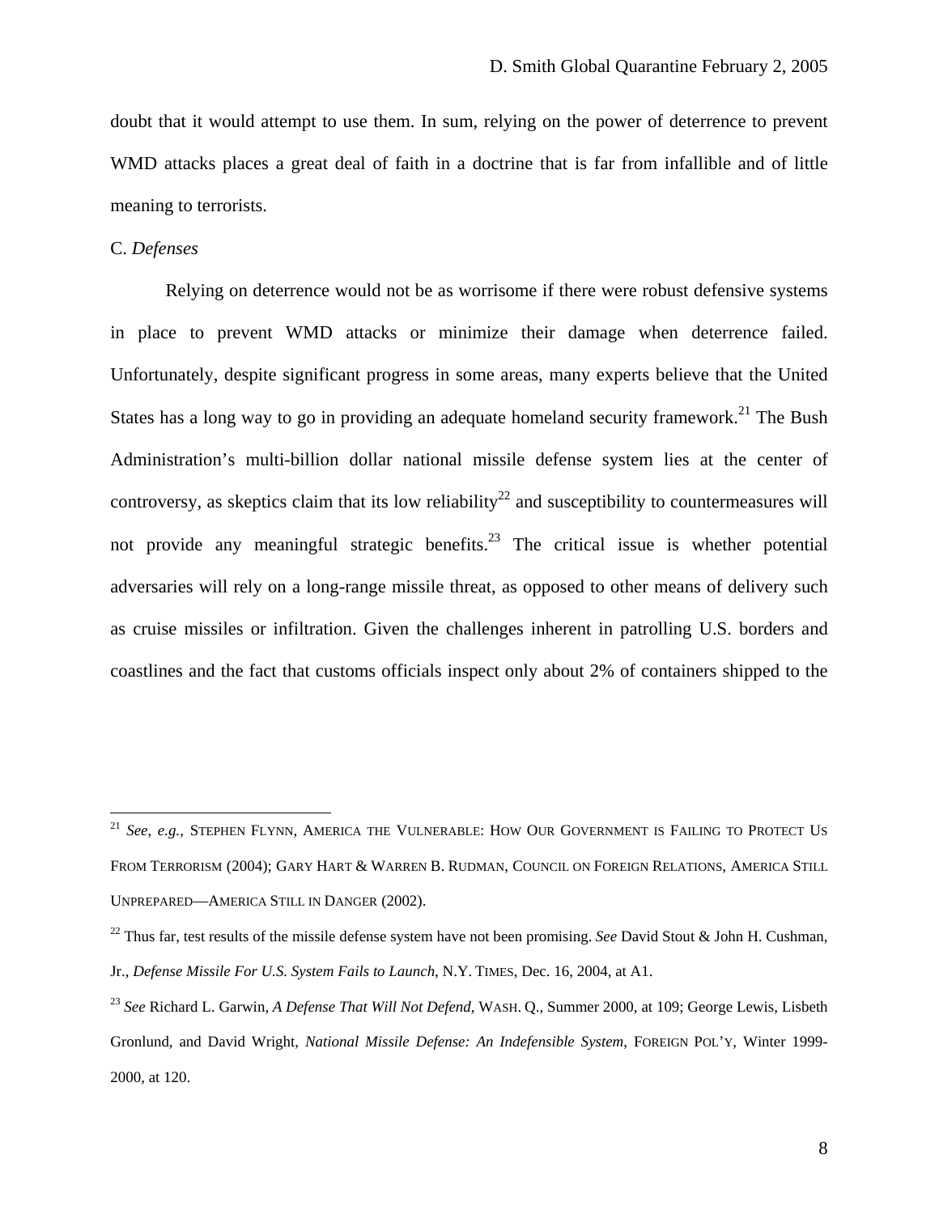doubt that it would attempt to use them. In sum, relying on the power of deterrence to prevent WMD attacks places a great deal of faith in a doctrine that is far from infallible and of little meaning to terrorists.

C. *Defenses*

Relying on deterrence would not be as worrisome if there were robust defensive systems in place to prevent WMD attacks or minimize their damage when deterrence failed. Unfortunately, despite significant progress in some areas, many experts believe that the United States has a long way to go in providing an adequate homeland security framework.[21] The Bush Administration's multi-billion dollar national missile defense system lies at the center of controversy, as skeptics claim that its low reliability[22] and susceptibility to countermeasures will not provide any meaningful strategic benefits.[23] The critical issue is whether potential adversaries will rely on a long-range missile threat, as opposed to other means of delivery such as cruise missiles or infiltration. Given the challenges inherent in patrolling U.S. borders and coastlines and the fact that customs officials inspect only about 2% of containers shipped to the

---

[21] *See, e.g.*, STEPHEN FLYNN, AMERICA THE VULNERABLE: HOW OUR GOVERNMENT IS FAILING TO PROTECT US FROM TERRORISM (2004); GARY HART & WARREN B. RUDMAN, COUNCIL ON FOREIGN RELATIONS, AMERICA STILL UNPREPARED—AMERICA STILL IN DANGER (2002).

[22] Thus far, test results of the missile defense system have not been promising. *See* David Stout & John H. Cushman, Jr., *Defense Missile For U.S. System Fails to Launch*, N.Y. TIMES, Dec. 16, 2004, at A1.

[23] *See* Richard L. Garwin, *A Defense That Will Not Defend*, WASH. Q., Summer 2000, at 109; George Lewis, Lisbeth Gronlund, and David Wright, *National Missile Defense: An Indefensible System*, FOREIGN POL'Y, Winter 1999-2000, at 120.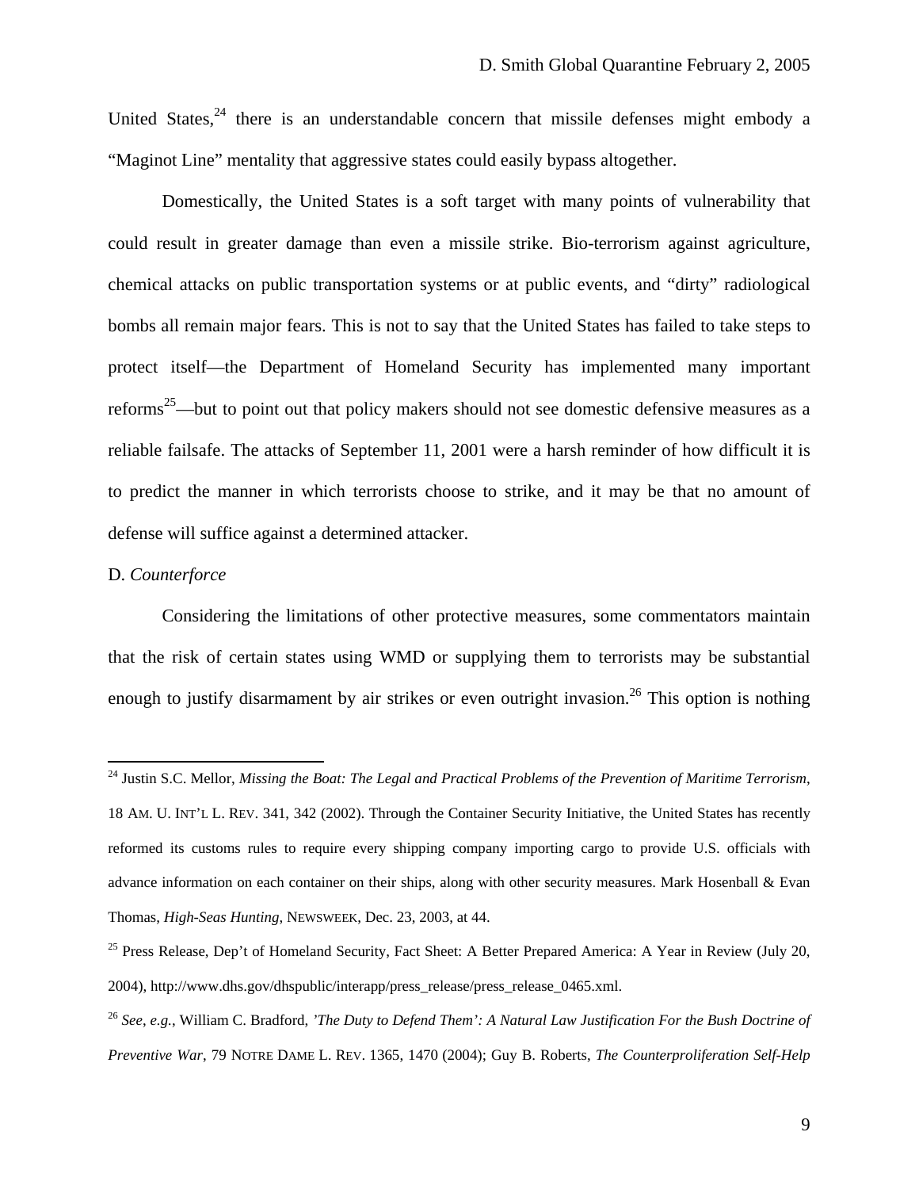United States,[24] there is an understandable concern that missile defenses might embody a "Maginot Line" mentality that aggressive states could easily bypass altogether.

Domestically, the United States is a soft target with many points of vulnerability that could result in greater damage than even a missile strike. Bio-terrorism against agriculture, chemical attacks on public transportation systems or at public events, and "dirty" radiological bombs all remain major fears. This is not to say that the United States has failed to take steps to protect itself—the Department of Homeland Security has implemented many important reforms[25]—but to point out that policy makers should not see domestic defensive measures as a reliable failsafe. The attacks of September 11, 2001 were a harsh reminder of how difficult it is to predict the manner in which terrorists choose to strike, and it may be that no amount of defense will suffice against a determined attacker.

D. *Counterforce*

Considering the limitations of other protective measures, some commentators maintain that the risk of certain states using WMD or supplying them to terrorists may be substantial enough to justify disarmament by air strikes or even outright invasion.[26] This option is nothing

---

[24] Justin S.C. Mellor, *Missing the Boat: The Legal and Practical Problems of the Prevention of Maritime Terrorism*, 18 AM. U. INT'L L. REV. 341, 342 (2002). Through the Container Security Initiative, the United States has recently reformed its customs rules to require every shipping company importing cargo to provide U.S. officials with advance information on each container on their ships, along with other security measures. Mark Hosenball & Evan Thomas, *High-Seas Hunting*, NEWSWEEK, Dec. 23, 2003, at 44.

[25] Press Release, Dep't of Homeland Security, Fact Sheet: A Better Prepared America: A Year in Review (July 20, 2004), http://www.dhs.gov/dhspublic/interapp/press_release/press_release_0465.xml.

[26] *See, e.g.*, William C. Bradford, *'The Duty to Defend Them': A Natural Law Justification For the Bush Doctrine of Preventive War*, 79 NOTRE DAME L. REV. 1365, 1470 (2004); Guy B. Roberts, *The Counterproliferation Self-Help*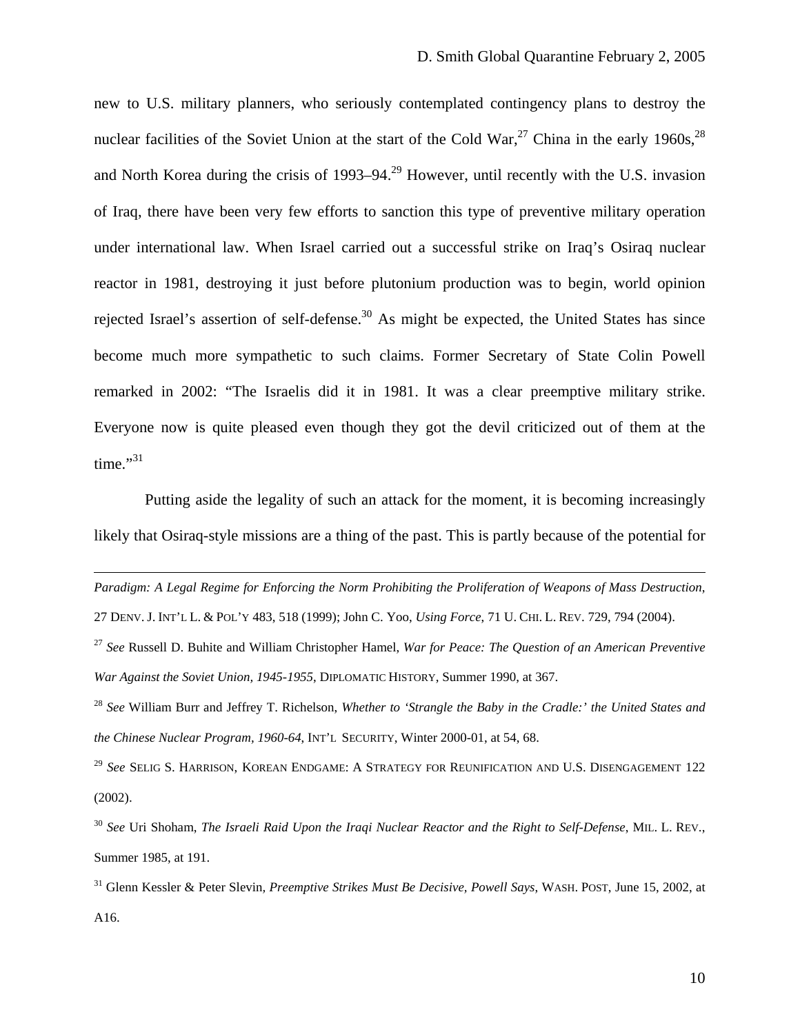new to U.S. military planners, who seriously contemplated contingency plans to destroy the nuclear facilities of the Soviet Union at the start of the Cold War,[27] China in the early 1960s,[28] and North Korea during the crisis of 1993–94.[29] However, until recently with the U.S. invasion of Iraq, there have been very few efforts to sanction this type of preventive military operation under international law. When Israel carried out a successful strike on Iraq's Osiraq nuclear reactor in 1981, destroying it just before plutonium production was to begin, world opinion rejected Israel's assertion of self-defense.[30] As might be expected, the United States has since become much more sympathetic to such claims. Former Secretary of State Colin Powell remarked in 2002: "The Israelis did it in 1981. It was a clear preemptive military strike. Everyone now is quite pleased even though they got the devil criticized out of them at the time."[31]

Putting aside the legality of such an attack for the moment, it is becoming increasingly likely that Osiraq-style missions are a thing of the past. This is partly because of the potential for

---

*Paradigm: A Legal Regime for Enforcing the Norm Prohibiting the Proliferation of Weapons of Mass Destruction*, 27 DENV. J. INT'L L. & POL'Y 483, 518 (1999); John C. Yoo, *Using Force*, 71 U. CHI. L. REV. 729, 794 (2004).

[27] *See* Russell D. Buhite and William Christopher Hamel, *War for Peace: The Question of an American Preventive War Against the Soviet Union, 1945-1955*, DIPLOMATIC HISTORY, Summer 1990, at 367.

[28] *See* William Burr and Jeffrey T. Richelson, *Whether to 'Strangle the Baby in the Cradle:' the United States and the Chinese Nuclear Program, 1960-64*, INT'L SECURITY, Winter 2000-01, at 54, 68.

[29] *See* SELIG S. HARRISON, KOREAN ENDGAME: A STRATEGY FOR REUNIFICATION AND U.S. DISENGAGEMENT 122 (2002).

[30] *See* Uri Shoham, *The Israeli Raid Upon the Iraqi Nuclear Reactor and the Right to Self-Defense*, MIL. L. REV., Summer 1985, at 191.

[31] Glenn Kessler & Peter Slevin, *Preemptive Strikes Must Be Decisive, Powell Says*, WASH. POST, June 15, 2002, at A16.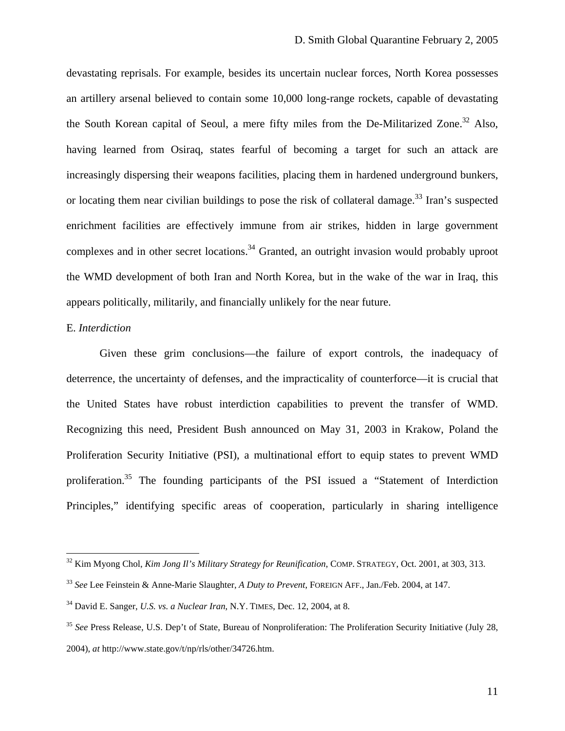devastating reprisals. For example, besides its uncertain nuclear forces, North Korea possesses an artillery arsenal believed to contain some 10,000 long-range rockets, capable of devastating the South Korean capital of Seoul, a mere fifty miles from the De-Militarized Zone.[32] Also, having learned from Osiraq, states fearful of becoming a target for such an attack are increasingly dispersing their weapons facilities, placing them in hardened underground bunkers, or locating them near civilian buildings to pose the risk of collateral damage.[33] Iran's suspected enrichment facilities are effectively immune from air strikes, hidden in large government complexes and in other secret locations.[34] Granted, an outright invasion would probably uproot the WMD development of both Iran and North Korea, but in the wake of the war in Iraq, this appears politically, militarily, and financially unlikely for the near future.

E. *Interdiction*

Given these grim conclusions—the failure of export controls, the inadequacy of deterrence, the uncertainty of defenses, and the impracticality of counterforce—it is crucial that the United States have robust interdiction capabilities to prevent the transfer of WMD. Recognizing this need, President Bush announced on May 31, 2003 in Krakow, Poland the Proliferation Security Initiative (PSI), a multinational effort to equip states to prevent WMD proliferation.[35] The founding participants of the PSI issued a "Statement of Interdiction Principles," identifying specific areas of cooperation, particularly in sharing intelligence

---

[32] Kim Myong Chol, *Kim Jong Il's Military Strategy for Reunification*, COMP. STRATEGY, Oct. 2001, at 303, 313.

[33] *See* Lee Feinstein & Anne-Marie Slaughter, *A Duty to Prevent*, FOREIGN AFF., Jan./Feb. 2004, at 147.

[34] David E. Sanger, *U.S. vs. a Nuclear Iran*, N.Y. TIMES, Dec. 12, 2004, at 8.

[35] *See* Press Release, U.S. Dep't of State, Bureau of Nonproliferation: The Proliferation Security Initiative (July 28, 2004), *at* http://www.state.gov/t/np/rls/other/34726.htm.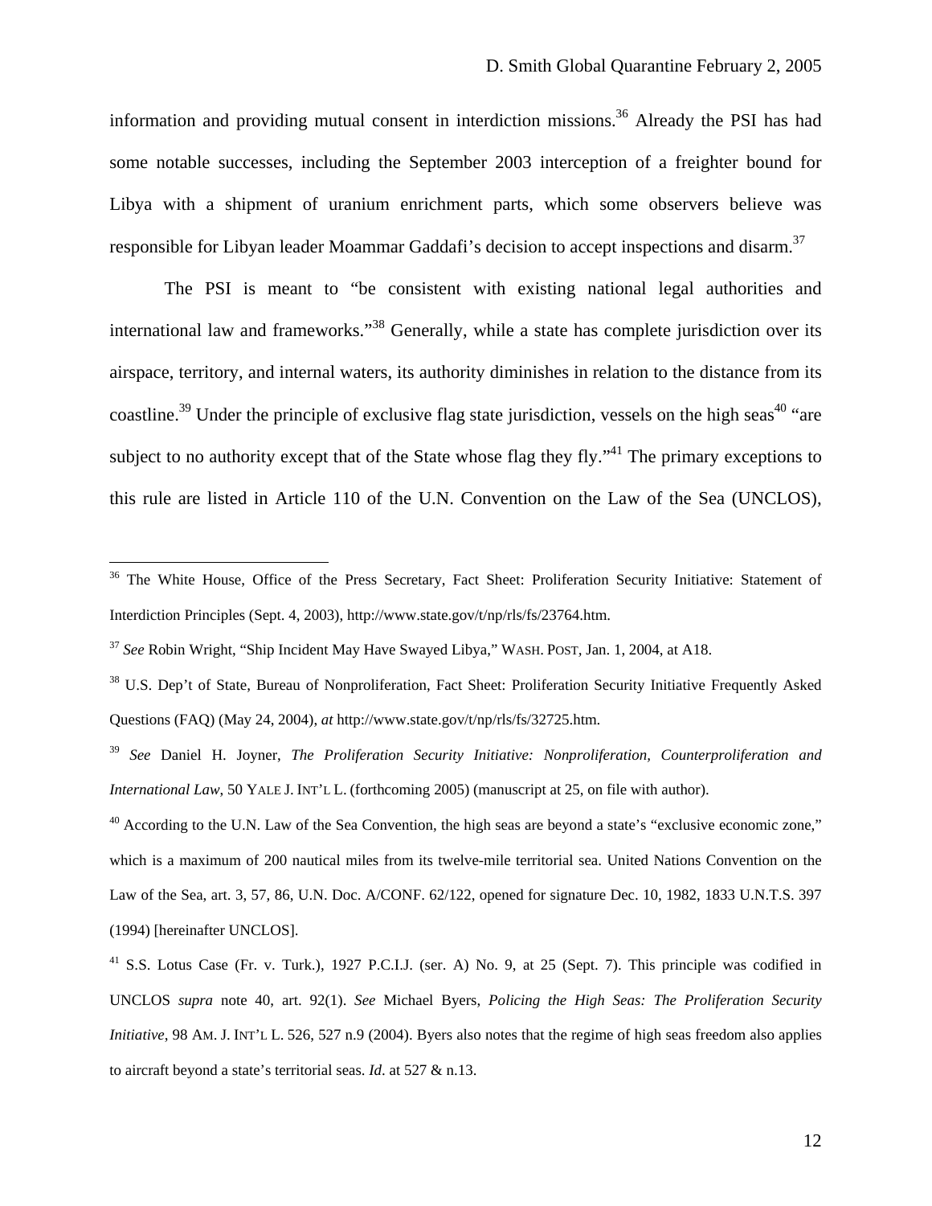information and providing mutual consent in interdiction missions.[36] Already the PSI has had some notable successes, including the September 2003 interception of a freighter bound for Libya with a shipment of uranium enrichment parts, which some observers believe was responsible for Libyan leader Moammar Gaddafi's decision to accept inspections and disarm.[37]

The PSI is meant to "be consistent with existing national legal authorities and international law and frameworks."[38] Generally, while a state has complete jurisdiction over its airspace, territory, and internal waters, its authority diminishes in relation to the distance from its coastline.[39] Under the principle of exclusive flag state jurisdiction, vessels on the high seas[40] "are subject to no authority except that of the State whose flag they fly."[41] The primary exceptions to this rule are listed in Article 110 of the U.N. Convention on the Law of the Sea (UNCLOS),

---

[36] The White House, Office of the Press Secretary, Fact Sheet: Proliferation Security Initiative: Statement of Interdiction Principles (Sept. 4, 2003), http://www.state.gov/t/np/rls/fs/23764.htm.

[37] *See* Robin Wright, "Ship Incident May Have Swayed Libya," WASH. POST, Jan. 1, 2004, at A18.

[38] U.S. Dep't of State, Bureau of Nonproliferation, Fact Sheet: Proliferation Security Initiative Frequently Asked Questions (FAQ) (May 24, 2004), *at* http://www.state.gov/t/np/rls/fs/32725.htm.

[39] *See* Daniel H. Joyner, *The Proliferation Security Initiative: Nonproliferation, Counterproliferation and International Law*, 50 YALE J. INT'L L. (forthcoming 2005) (manuscript at 25, on file with author).

[40] According to the U.N. Law of the Sea Convention, the high seas are beyond a state's "exclusive economic zone," which is a maximum of 200 nautical miles from its twelve-mile territorial sea. United Nations Convention on the Law of the Sea, art. 3, 57, 86, U.N. Doc. A/CONF. 62/122, opened for signature Dec. 10, 1982, 1833 U.N.T.S. 397 (1994) [hereinafter UNCLOS].

[41] S.S. Lotus Case (Fr. v. Turk.), 1927 P.C.I.J. (ser. A) No. 9, at 25 (Sept. 7). This principle was codified in UNCLOS *supra* note 40, art. 92(1). *See* Michael Byers, *Policing the High Seas: The Proliferation Security Initiative*, 98 AM. J. INT'L L. 526, 527 n.9 (2004). Byers also notes that the regime of high seas freedom also applies to aircraft beyond a state's territorial seas. *Id*. at 527 & n.13.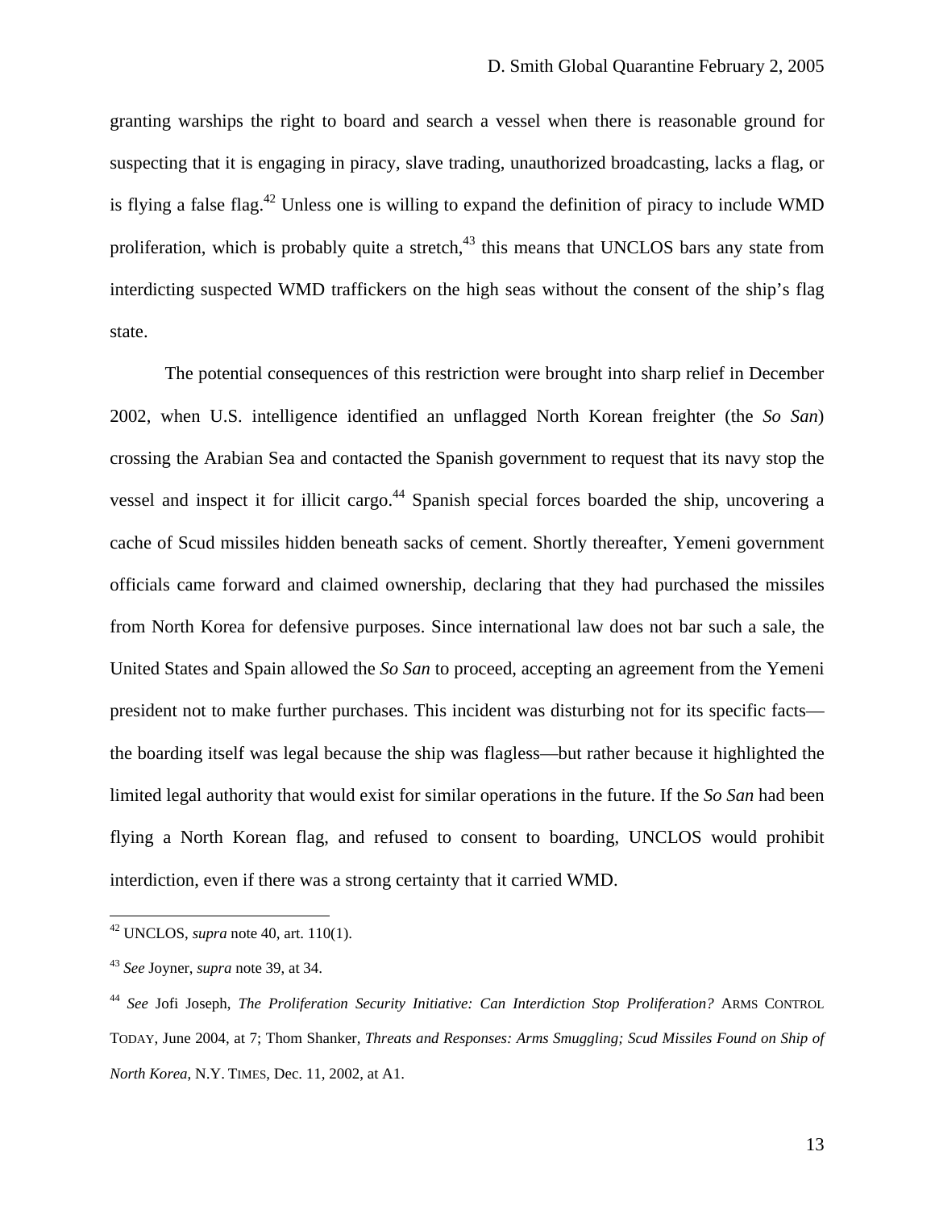granting warships the right to board and search a vessel when there is reasonable ground for suspecting that it is engaging in piracy, slave trading, unauthorized broadcasting, lacks a flag, or is flying a false flag.[42] Unless one is willing to expand the definition of piracy to include WMD proliferation, which is probably quite a stretch,[43] this means that UNCLOS bars any state from interdicting suspected WMD traffickers on the high seas without the consent of the ship's flag state.

The potential consequences of this restriction were brought into sharp relief in December 2002, when U.S. intelligence identified an unflagged North Korean freighter (the *So San*) crossing the Arabian Sea and contacted the Spanish government to request that its navy stop the vessel and inspect it for illicit cargo.[44] Spanish special forces boarded the ship, uncovering a cache of Scud missiles hidden beneath sacks of cement. Shortly thereafter, Yemeni government officials came forward and claimed ownership, declaring that they had purchased the missiles from North Korea for defensive purposes. Since international law does not bar such a sale, the United States and Spain allowed the *So San* to proceed, accepting an agreement from the Yemeni president not to make further purchases. This incident was disturbing not for its specific facts—the boarding itself was legal because the ship was flagless—but rather because it highlighted the limited legal authority that would exist for similar operations in the future. If the *So San* had been flying a North Korean flag, and refused to consent to boarding, UNCLOS would prohibit interdiction, even if there was a strong certainty that it carried WMD.

---

[42] UNCLOS, *supra* note 40, art. 110(1).

[43] *See* Joyner, *supra* note 39, at 34.

[44] *See* Jofi Joseph, *The Proliferation Security Initiative: Can Interdiction Stop Proliferation?* ARMS CONTROL TODAY, June 2004, at 7; Thom Shanker, *Threats and Responses: Arms Smuggling; Scud Missiles Found on Ship of North Korea*, N.Y. TIMES, Dec. 11, 2002, at A1.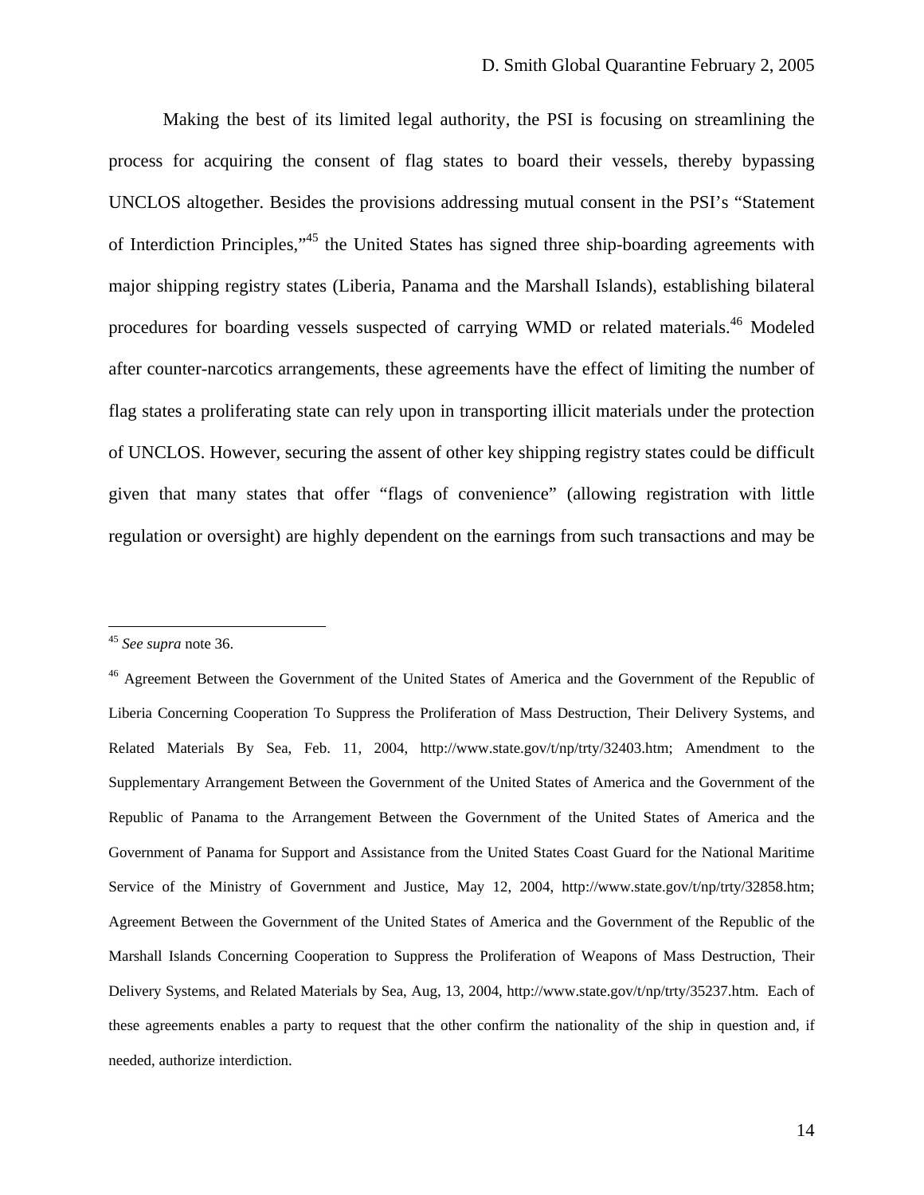Making the best of its limited legal authority, the PSI is focusing on streamlining the process for acquiring the consent of flag states to board their vessels, thereby bypassing UNCLOS altogether. Besides the provisions addressing mutual consent in the PSI's "Statement of Interdiction Principles,"[45] the United States has signed three ship-boarding agreements with major shipping registry states (Liberia, Panama and the Marshall Islands), establishing bilateral procedures for boarding vessels suspected of carrying WMD or related materials.[46] Modeled after counter-narcotics arrangements, these agreements have the effect of limiting the number of flag states a proliferating state can rely upon in transporting illicit materials under the protection of UNCLOS. However, securing the assent of other key shipping registry states could be difficult given that many states that offer "flags of convenience" (allowing registration with little regulation or oversight) are highly dependent on the earnings from such transactions and may be

---

[45] *See supra* note 36.

[46] Agreement Between the Government of the United States of America and the Government of the Republic of Liberia Concerning Cooperation To Suppress the Proliferation of Mass Destruction, Their Delivery Systems, and Related Materials By Sea, Feb. 11, 2004, http://www.state.gov/t/np/trty/32403.htm; Amendment to the Supplementary Arrangement Between the Government of the United States of America and the Government of the Republic of Panama to the Arrangement Between the Government of the United States of America and the Government of Panama for Support and Assistance from the United States Coast Guard for the National Maritime Service of the Ministry of Government and Justice, May 12, 2004, http://www.state.gov/t/np/trty/32858.htm; Agreement Between the Government of the United States of America and the Government of the Republic of the Marshall Islands Concerning Cooperation to Suppress the Proliferation of Weapons of Mass Destruction, Their Delivery Systems, and Related Materials by Sea, Aug, 13, 2004, http://www.state.gov/t/np/trty/35237.htm. Each of these agreements enables a party to request that the other confirm the nationality of the ship in question and, if needed, authorize interdiction.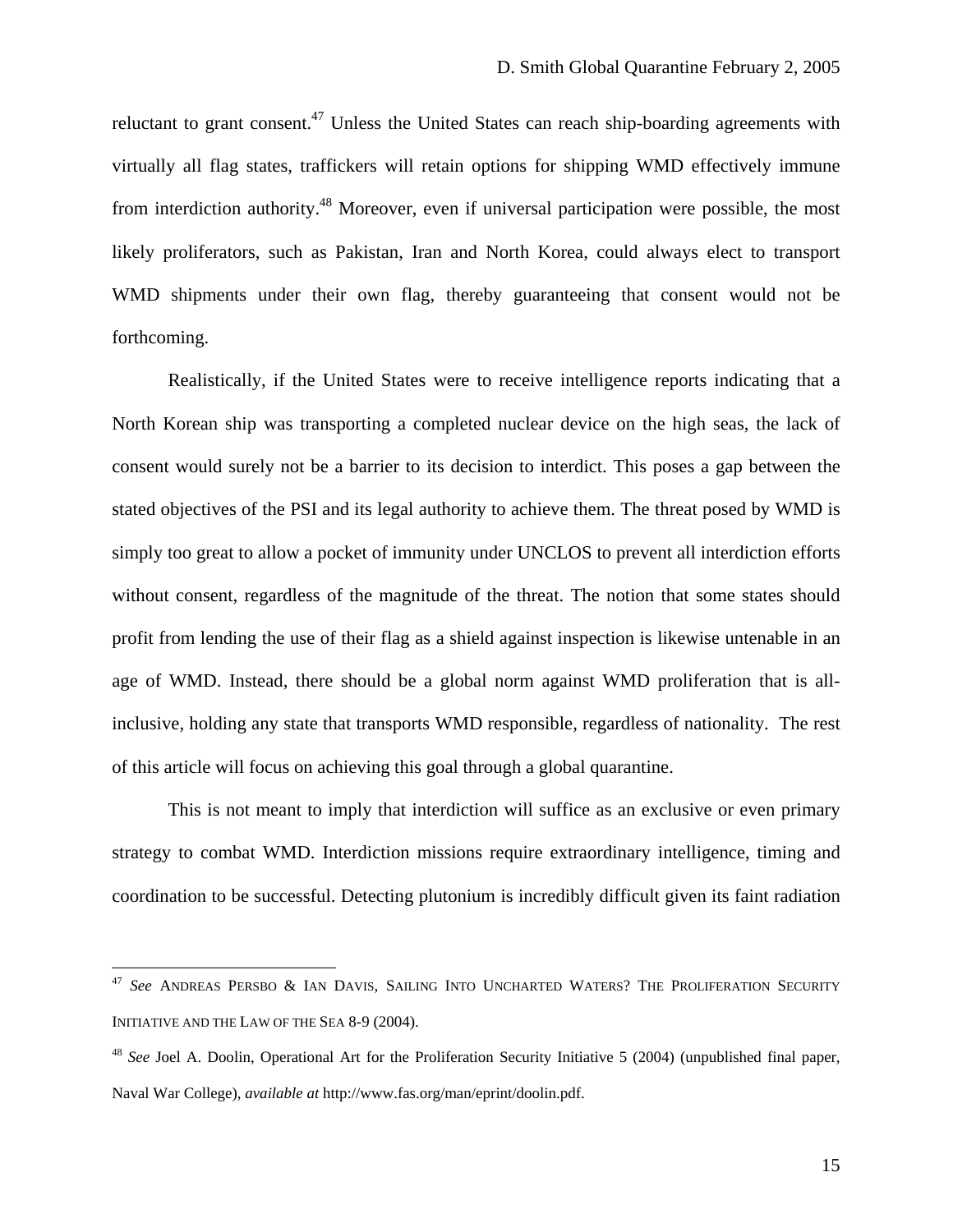reluctant to grant consent.[47] Unless the United States can reach ship-boarding agreements with virtually all flag states, traffickers will retain options for shipping WMD effectively immune from interdiction authority.[48] Moreover, even if universal participation were possible, the most likely proliferators, such as Pakistan, Iran and North Korea, could always elect to transport WMD shipments under their own flag, thereby guaranteeing that consent would not be forthcoming.

Realistically, if the United States were to receive intelligence reports indicating that a North Korean ship was transporting a completed nuclear device on the high seas, the lack of consent would surely not be a barrier to its decision to interdict. This poses a gap between the stated objectives of the PSI and its legal authority to achieve them. The threat posed by WMD is simply too great to allow a pocket of immunity under UNCLOS to prevent all interdiction efforts without consent, regardless of the magnitude of the threat. The notion that some states should profit from lending the use of their flag as a shield against inspection is likewise untenable in an age of WMD. Instead, there should be a global norm against WMD proliferation that is all-inclusive, holding any state that transports WMD responsible, regardless of nationality. The rest of this article will focus on achieving this goal through a global quarantine.

This is not meant to imply that interdiction will suffice as an exclusive or even primary strategy to combat WMD. Interdiction missions require extraordinary intelligence, timing and coordination to be successful. Detecting plutonium is incredibly difficult given its faint radiation

---

[47] *See* ANDREAS PERSBO & IAN DAVIS, SAILING INTO UNCHARTED WATERS? THE PROLIFERATION SECURITY INITIATIVE AND THE LAW OF THE SEA 8-9 (2004).

[48] *See* Joel A. Doolin, Operational Art for the Proliferation Security Initiative 5 (2004) (unpublished final paper, Naval War College), *available at* http://www.fas.org/man/eprint/doolin.pdf.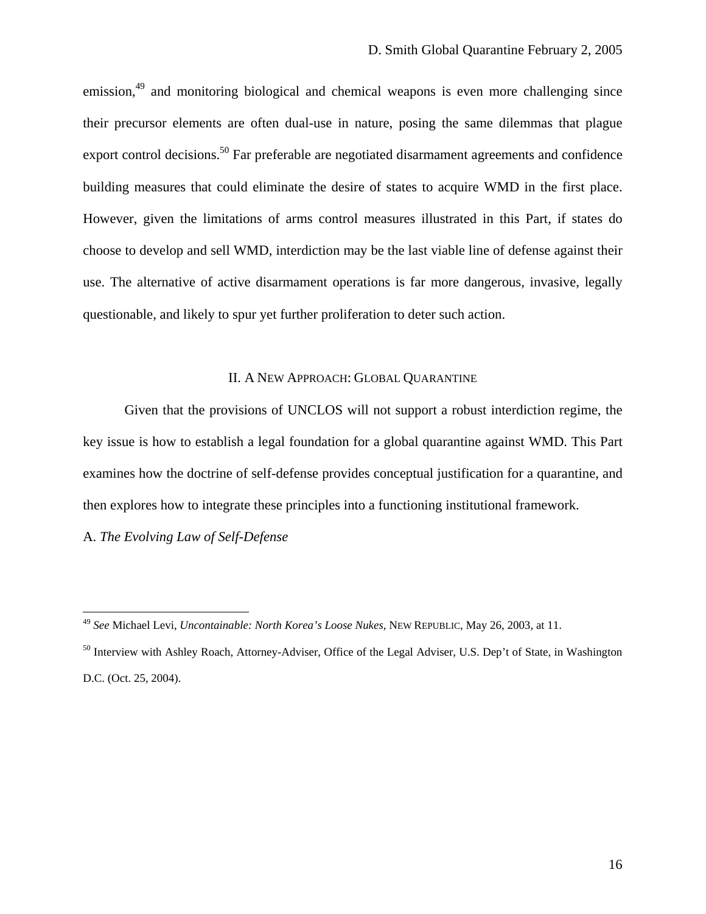emission,[49] and monitoring biological and chemical weapons is even more challenging since their precursor elements are often dual-use in nature, posing the same dilemmas that plague export control decisions.[50] Far preferable are negotiated disarmament agreements and confidence building measures that could eliminate the desire of states to acquire WMD in the first place. However, given the limitations of arms control measures illustrated in this Part, if states do choose to develop and sell WMD, interdiction may be the last viable line of defense against their use. The alternative of active disarmament operations is far more dangerous, invasive, legally questionable, and likely to spur yet further proliferation to deter such action.

## II. A NEW APPROACH: GLOBAL QUARANTINE

Given that the provisions of UNCLOS will not support a robust interdiction regime, the key issue is how to establish a legal foundation for a global quarantine against WMD. This Part examines how the doctrine of self-defense provides conceptual justification for a quarantine, and then explores how to integrate these principles into a functioning institutional framework.

### A. *The Evolving Law of Self-Defense*

---

[49] *See* Michael Levi, *Uncontainable: North Korea's Loose Nukes*, NEW REPUBLIC, May 26, 2003, at 11.

[50] Interview with Ashley Roach, Attorney-Adviser, Office of the Legal Adviser, U.S. Dep't of State, in Washington D.C. (Oct. 25, 2004).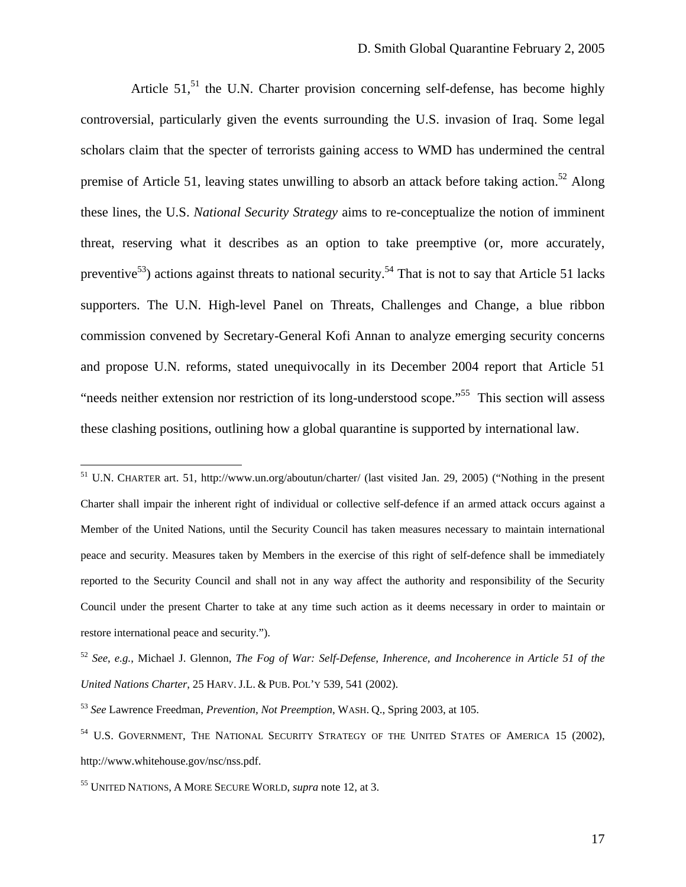Article 51,[51] the U.N. Charter provision concerning self-defense, has become highly controversial, particularly given the events surrounding the U.S. invasion of Iraq. Some legal scholars claim that the specter of terrorists gaining access to WMD has undermined the central premise of Article 51, leaving states unwilling to absorb an attack before taking action.[52] Along these lines, the U.S. *National Security Strategy* aims to re-conceptualize the notion of imminent threat, reserving what it describes as an option to take preemptive (or, more accurately, preventive[53]) actions against threats to national security.[54] That is not to say that Article 51 lacks supporters. The U.N. High-level Panel on Threats, Challenges and Change, a blue ribbon commission convened by Secretary-General Kofi Annan to analyze emerging security concerns and propose U.N. reforms, stated unequivocally in its December 2004 report that Article 51 "needs neither extension nor restriction of its long-understood scope."[55] This section will assess these clashing positions, outlining how a global quarantine is supported by international law.

---

[51] U.N. CHARTER art. 51, http://www.un.org/aboutun/charter/ (last visited Jan. 29, 2005) ("Nothing in the present Charter shall impair the inherent right of individual or collective self-defence if an armed attack occurs against a Member of the United Nations, until the Security Council has taken measures necessary to maintain international peace and security. Measures taken by Members in the exercise of this right of self-defence shall be immediately reported to the Security Council and shall not in any way affect the authority and responsibility of the Security Council under the present Charter to take at any time such action as it deems necessary in order to maintain or restore international peace and security.").

[52] *See, e.g.*, Michael J. Glennon, *The Fog of War: Self-Defense, Inherence, and Incoherence in Article 51 of the United Nations Charter*, 25 HARV. J.L. & PUB. POL'Y 539, 541 (2002).

[53] *See* Lawrence Freedman, *Prevention, Not Preemption*, WASH. Q., Spring 2003, at 105.

[54] U.S. GOVERNMENT, THE NATIONAL SECURITY STRATEGY OF THE UNITED STATES OF AMERICA 15 (2002), http://www.whitehouse.gov/nsc/nss.pdf.

[55] UNITED NATIONS, A MORE SECURE WORLD, *supra* note 12, at 3.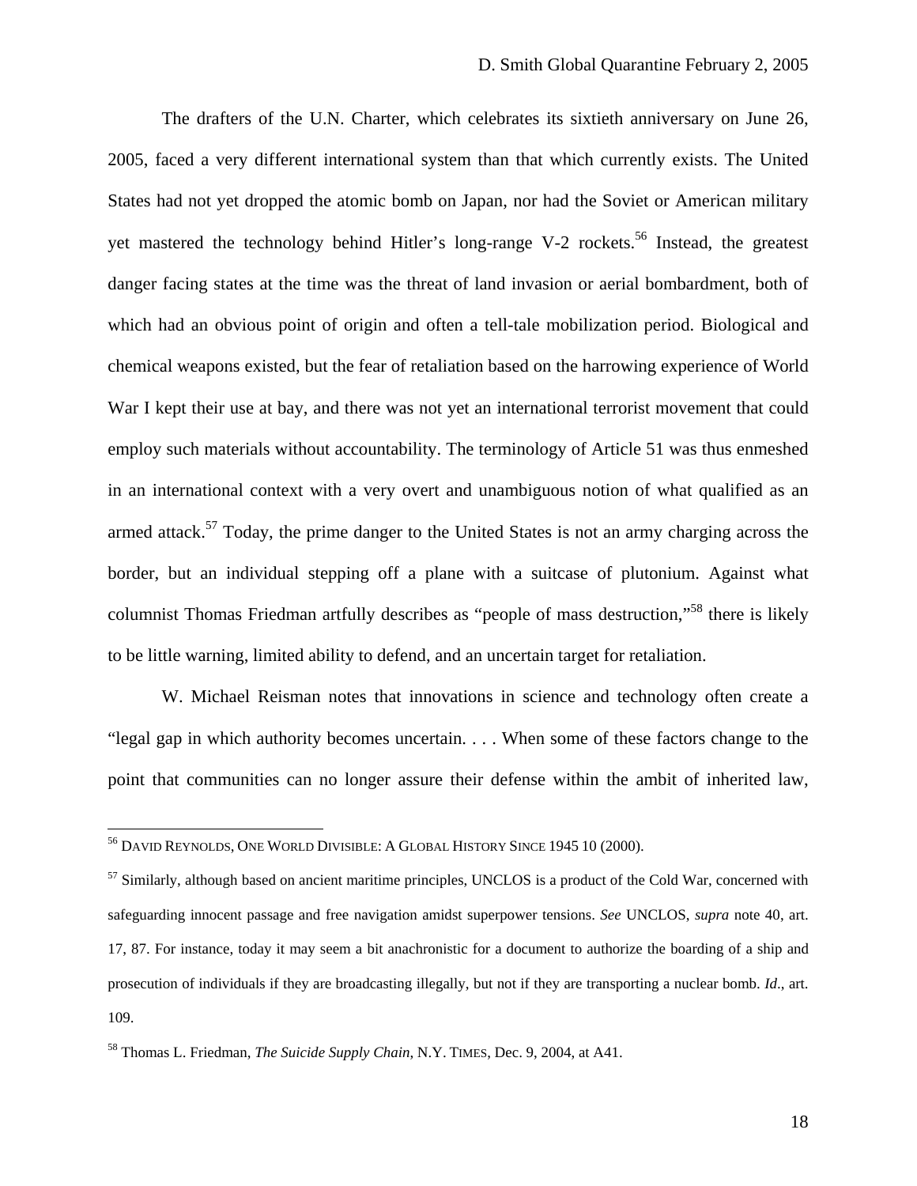The drafters of the U.N. Charter, which celebrates its sixtieth anniversary on June 26, 2005, faced a very different international system than that which currently exists. The United States had not yet dropped the atomic bomb on Japan, nor had the Soviet or American military yet mastered the technology behind Hitler's long-range V-2 rockets.[56] Instead, the greatest danger facing states at the time was the threat of land invasion or aerial bombardment, both of which had an obvious point of origin and often a tell-tale mobilization period. Biological and chemical weapons existed, but the fear of retaliation based on the harrowing experience of World War I kept their use at bay, and there was not yet an international terrorist movement that could employ such materials without accountability. The terminology of Article 51 was thus enmeshed in an international context with a very overt and unambiguous notion of what qualified as an armed attack.[57] Today, the prime danger to the United States is not an army charging across the border, but an individual stepping off a plane with a suitcase of plutonium. Against what columnist Thomas Friedman artfully describes as "people of mass destruction,"[58] there is likely to be little warning, limited ability to defend, and an uncertain target for retaliation.

W. Michael Reisman notes that innovations in science and technology often create a "legal gap in which authority becomes uncertain. . . . When some of these factors change to the point that communities can no longer assure their defense within the ambit of inherited law,

---

[56] DAVID REYNOLDS, ONE WORLD DIVISIBLE: A GLOBAL HISTORY SINCE 1945 10 (2000).

[57] Similarly, although based on ancient maritime principles, UNCLOS is a product of the Cold War, concerned with safeguarding innocent passage and free navigation amidst superpower tensions. *See* UNCLOS, *supra* note 40, art. 17, 87. For instance, today it may seem a bit anachronistic for a document to authorize the boarding of a ship and prosecution of individuals if they are broadcasting illegally, but not if they are transporting a nuclear bomb. *Id*., art. 109.

[58] Thomas L. Friedman, *The Suicide Supply Chain*, N.Y. TIMES, Dec. 9, 2004, at A41.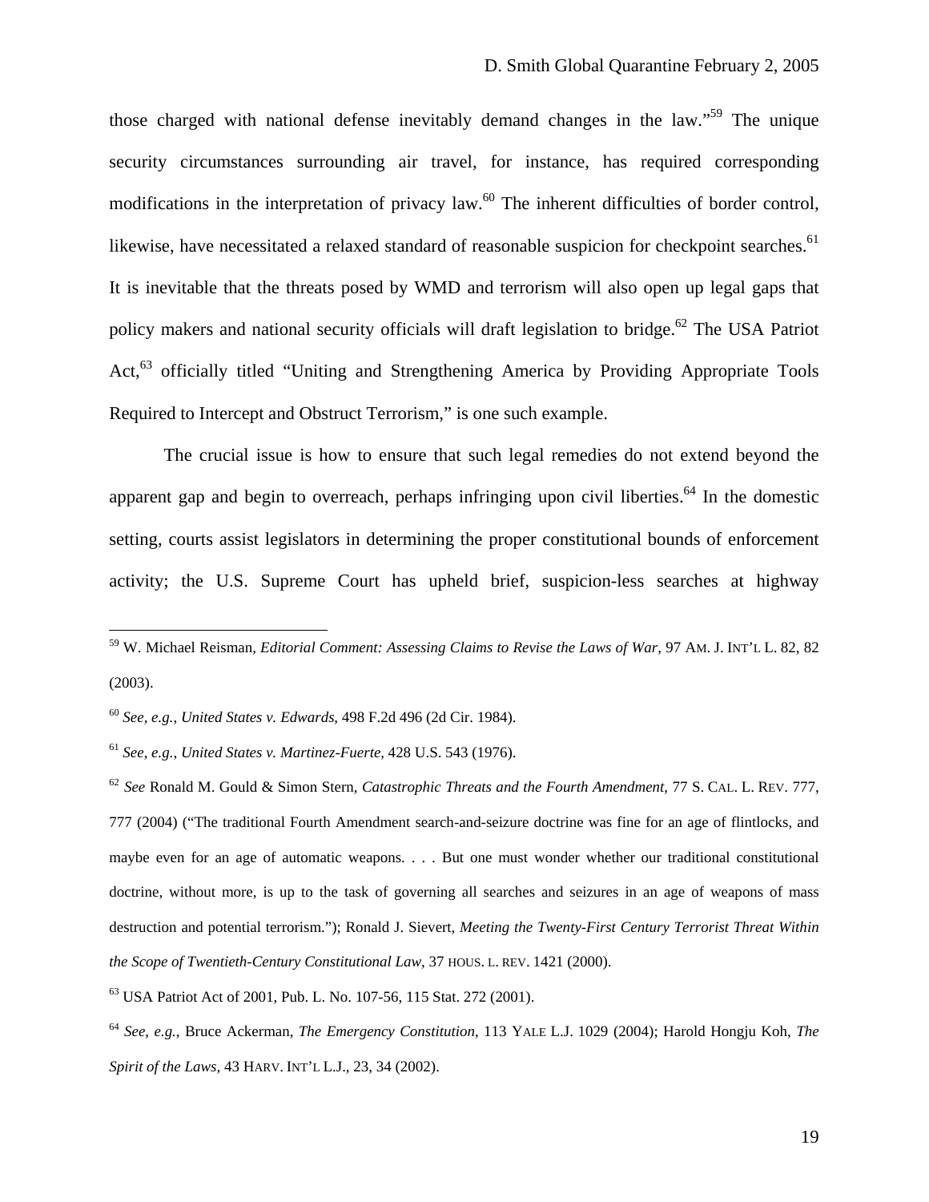those charged with national defense inevitably demand changes in the law."[59] The unique security circumstances surrounding air travel, for instance, has required corresponding modifications in the interpretation of privacy law.[60] The inherent difficulties of border control, likewise, have necessitated a relaxed standard of reasonable suspicion for checkpoint searches.[61] It is inevitable that the threats posed by WMD and terrorism will also open up legal gaps that policy makers and national security officials will draft legislation to bridge.[62] The USA Patriot Act,[63] officially titled "Uniting and Strengthening America by Providing Appropriate Tools Required to Intercept and Obstruct Terrorism," is one such example.

The crucial issue is how to ensure that such legal remedies do not extend beyond the apparent gap and begin to overreach, perhaps infringing upon civil liberties.[64] In the domestic setting, courts assist legislators in determining the proper constitutional bounds of enforcement activity; the U.S. Supreme Court has upheld brief, suspicion-less searches at highway

---

[59] W. Michael Reisman, *Editorial Comment: Assessing Claims to Revise the Laws of War*, 97 AM. J. INT'L L. 82, 82 (2003).

[60] *See, e.g.*, *United States v. Edwards*, 498 F.2d 496 (2d Cir. 1984).

[61] *See, e.g., United States v. Martinez-Fuerte*, 428 U.S. 543 (1976).

[62] *See* Ronald M. Gould & Simon Stern, *Catastrophic Threats and the Fourth Amendment*, 77 S. CAL. L. REV. 777, 777 (2004) ("The traditional Fourth Amendment search-and-seizure doctrine was fine for an age of flintlocks, and maybe even for an age of automatic weapons. . . . But one must wonder whether our traditional constitutional doctrine, without more, is up to the task of governing all searches and seizures in an age of weapons of mass destruction and potential terrorism."); Ronald J. Sievert, *Meeting the Twenty-First Century Terrorist Threat Within the Scope of Twentieth-Century Constitutional Law*, 37 HOUS. L. REV. 1421 (2000).

[63] USA Patriot Act of 2001, Pub. L. No. 107-56, 115 Stat. 272 (2001).

[64] *See, e.g.*, Bruce Ackerman, *The Emergency Constitution*, 113 YALE L.J. 1029 (2004); Harold Hongju Koh, *The Spirit of the Laws*, 43 HARV. INT'L L.J., 23, 34 (2002).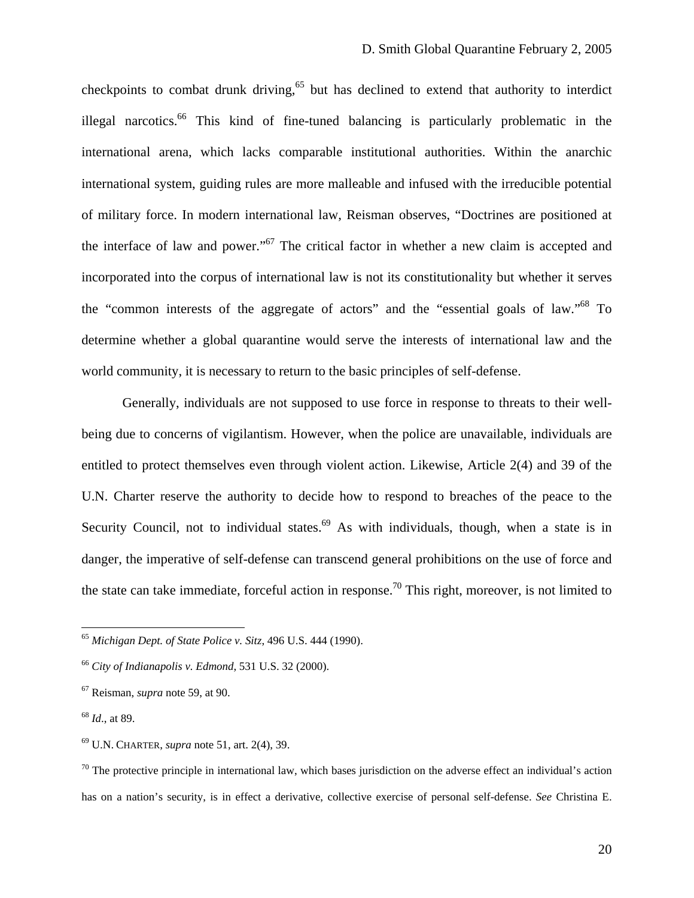checkpoints to combat drunk driving,[65] but has declined to extend that authority to interdict illegal narcotics.[66] This kind of fine-tuned balancing is particularly problematic in the international arena, which lacks comparable institutional authorities. Within the anarchic international system, guiding rules are more malleable and infused with the irreducible potential of military force. In modern international law, Reisman observes, "Doctrines are positioned at the interface of law and power."[67] The critical factor in whether a new claim is accepted and incorporated into the corpus of international law is not its constitutionality but whether it serves the "common interests of the aggregate of actors" and the "essential goals of law."[68] To determine whether a global quarantine would serve the interests of international law and the world community, it is necessary to return to the basic principles of self-defense.

Generally, individuals are not supposed to use force in response to threats to their well-being due to concerns of vigilantism. However, when the police are unavailable, individuals are entitled to protect themselves even through violent action. Likewise, Article 2(4) and 39 of the U.N. Charter reserve the authority to decide how to respond to breaches of the peace to the Security Council, not to individual states.[69] As with individuals, though, when a state is in danger, the imperative of self-defense can transcend general prohibitions on the use of force and the state can take immediate, forceful action in response.[70] This right, moreover, is not limited to

---

[65] *Michigan Dept. of State Police v. Sitz*, 496 U.S. 444 (1990).

[66] *City of Indianapolis v. Edmond*, 531 U.S. 32 (2000).

[67] Reisman, *supra* note 59, at 90.

[68] *Id*., at 89.

[69] U.N. CHARTER, *supra* note 51, art. 2(4), 39.

[70] The protective principle in international law, which bases jurisdiction on the adverse effect an individual's action has on a nation's security, is in effect a derivative, collective exercise of personal self-defense. *See* Christina E.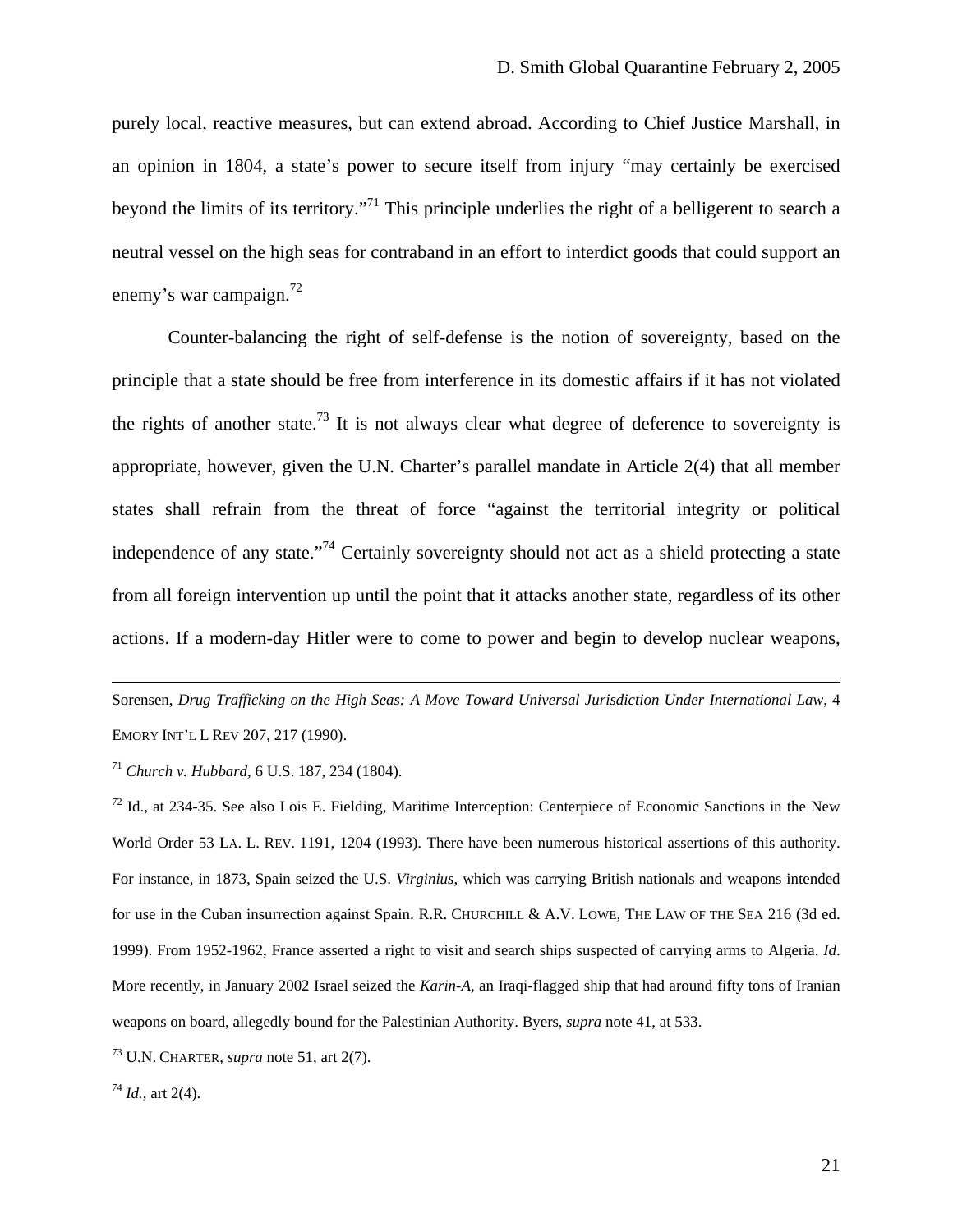purely local, reactive measures, but can extend abroad. According to Chief Justice Marshall, in an opinion in 1804, a state's power to secure itself from injury "may certainly be exercised beyond the limits of its territory."[71] This principle underlies the right of a belligerent to search a neutral vessel on the high seas for contraband in an effort to interdict goods that could support an enemy's war campaign.[72]

Counter-balancing the right of self-defense is the notion of sovereignty, based on the principle that a state should be free from interference in its domestic affairs if it has not violated the rights of another state.[73] It is not always clear what degree of deference to sovereignty is appropriate, however, given the U.N. Charter's parallel mandate in Article 2(4) that all member states shall refrain from the threat of force "against the territorial integrity or political independence of any state."[74] Certainly sovereignty should not act as a shield protecting a state from all foreign intervention up until the point that it attacks another state, regardless of its other actions. If a modern-day Hitler were to come to power and begin to develop nuclear weapons,

---

Sorensen, *Drug Trafficking on the High Seas: A Move Toward Universal Jurisdiction Under International Law*, 4 EMORY INT'L L REV 207, 217 (1990).

[71] *Church v. Hubbard*, 6 U.S. 187, 234 (1804).

[72] Id., at 234-35. See also Lois E. Fielding, Maritime Interception: Centerpiece of Economic Sanctions in the New World Order 53 LA. L. REV. 1191, 1204 (1993). There have been numerous historical assertions of this authority. For instance, in 1873, Spain seized the U.S. *Virginius*, which was carrying British nationals and weapons intended for use in the Cuban insurrection against Spain. R.R. CHURCHILL & A.V. LOWE, THE LAW OF THE SEA 216 (3d ed. 1999). From 1952-1962, France asserted a right to visit and search ships suspected of carrying arms to Algeria. *Id*. More recently, in January 2002 Israel seized the *Karin-A*, an Iraqi-flagged ship that had around fifty tons of Iranian weapons on board, allegedly bound for the Palestinian Authority. Byers, *supra* note 41, at 533.

[73] U.N. CHARTER, *supra* note 51, art 2(7).

[74] *Id.*, art 2(4).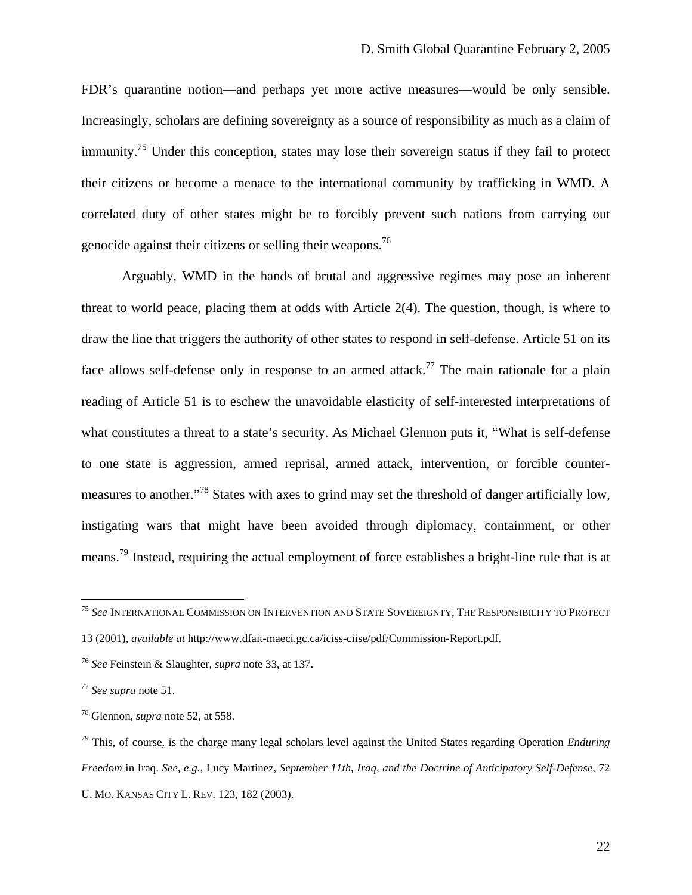FDR's quarantine notion—and perhaps yet more active measures—would be only sensible. Increasingly, scholars are defining sovereignty as a source of responsibility as much as a claim of immunity.[75] Under this conception, states may lose their sovereign status if they fail to protect their citizens or become a menace to the international community by trafficking in WMD. A correlated duty of other states might be to forcibly prevent such nations from carrying out genocide against their citizens or selling their weapons.[76]

Arguably, WMD in the hands of brutal and aggressive regimes may pose an inherent threat to world peace, placing them at odds with Article 2(4). The question, though, is where to draw the line that triggers the authority of other states to respond in self-defense. Article 51 on its face allows self-defense only in response to an armed attack.[77] The main rationale for a plain reading of Article 51 is to eschew the unavoidable elasticity of self-interested interpretations of what constitutes a threat to a state's security. As Michael Glennon puts it, "What is self-defense to one state is aggression, armed reprisal, armed attack, intervention, or forcible counter-measures to another."[78] States with axes to grind may set the threshold of danger artificially low, instigating wars that might have been avoided through diplomacy, containment, or other means.[79] Instead, requiring the actual employment of force establishes a bright-line rule that is at

---

[75] *See* INTERNATIONAL COMMISSION ON INTERVENTION AND STATE SOVEREIGNTY, THE RESPONSIBILITY TO PROTECT 13 (2001), *available at* http://www.dfait-maeci.gc.ca/iciss-ciise/pdf/Commission-Report.pdf.

[76] *See* Feinstein & Slaughter, *supra* note 33, at 137.

[77] *See supra* note 51.

[78] Glennon, *supra* note 52, at 558.

[79] This, of course, is the charge many legal scholars level against the United States regarding Operation *Enduring Freedom* in Iraq. *See, e.g.*, Lucy Martinez, *September 11th, Iraq, and the Doctrine of Anticipatory Self-Defense*, 72 U. MO. KANSAS CITY L. REV. 123, 182 (2003).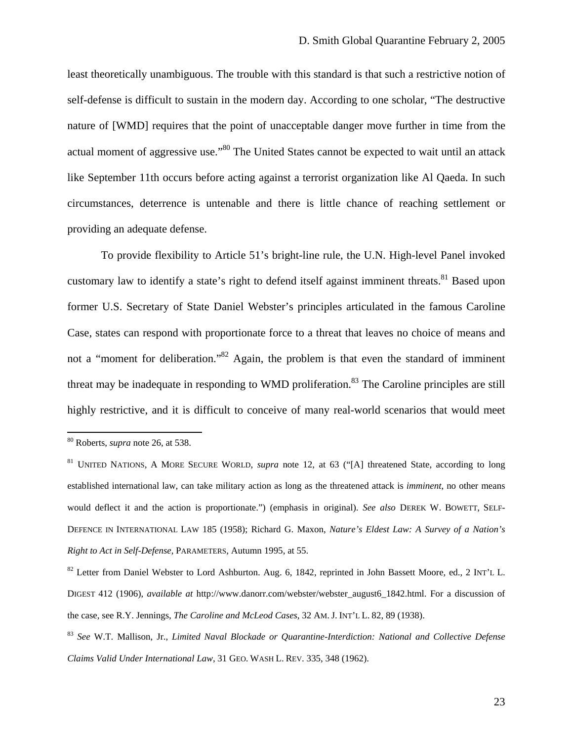least theoretically unambiguous. The trouble with this standard is that such a restrictive notion of self-defense is difficult to sustain in the modern day. According to one scholar, "The destructive nature of [WMD] requires that the point of unacceptable danger move further in time from the actual moment of aggressive use."[80] The United States cannot be expected to wait until an attack like September 11th occurs before acting against a terrorist organization like Al Qaeda. In such circumstances, deterrence is untenable and there is little chance of reaching settlement or providing an adequate defense.

To provide flexibility to Article 51's bright-line rule, the U.N. High-level Panel invoked customary law to identify a state's right to defend itself against imminent threats.[81] Based upon former U.S. Secretary of State Daniel Webster's principles articulated in the famous Caroline Case, states can respond with proportionate force to a threat that leaves no choice of means and not a "moment for deliberation."[82] Again, the problem is that even the standard of imminent threat may be inadequate in responding to WMD proliferation.[83] The Caroline principles are still highly restrictive, and it is difficult to conceive of many real-world scenarios that would meet

---

[80] Roberts, *supra* note 26, at 538.

[81] UNITED NATIONS, A MORE SECURE WORLD, *supra* note 12, at 63 ("[A] threatened State, according to long established international law, can take military action as long as the threatened attack is *imminent*, no other means would deflect it and the action is proportionate.") (emphasis in original). *See also* DEREK W. BOWETT, SELF-DEFENCE IN INTERNATIONAL LAW 185 (1958); Richard G. Maxon, *Nature's Eldest Law: A Survey of a Nation's Right to Act in Self-Defense*, PARAMETERS, Autumn 1995, at 55.

[82] Letter from Daniel Webster to Lord Ashburton. Aug. 6, 1842, reprinted in John Bassett Moore, ed., 2 INT'L L. DIGEST 412 (1906), *available at* http://www.danorr.com/webster/webster_august6_1842.html. For a discussion of the case, see R.Y. Jennings, *The Caroline and McLeod Cases*, 32 AM. J. INT'L L. 82, 89 (1938).

[83] *See* W.T. Mallison, Jr., *Limited Naval Blockade or Quarantine-Interdiction: National and Collective Defense Claims Valid Under International Law*, 31 GEO. WASH L. REV. 335, 348 (1962).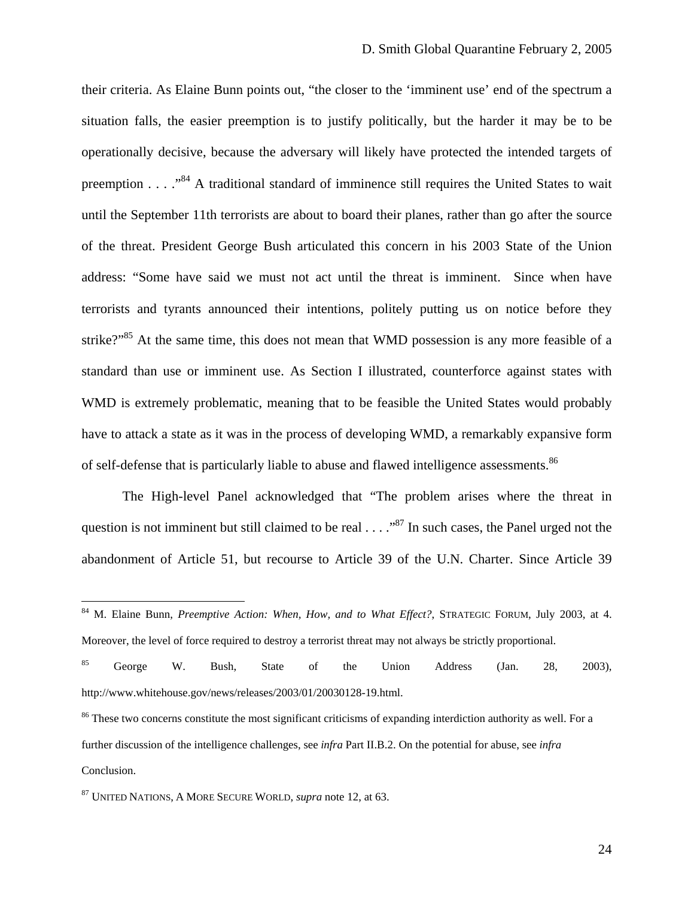their criteria. As Elaine Bunn points out, "the closer to the 'imminent use' end of the spectrum a situation falls, the easier preemption is to justify politically, but the harder it may be to be operationally decisive, because the adversary will likely have protected the intended targets of preemption . . . ."[84] A traditional standard of imminence still requires the United States to wait until the September 11th terrorists are about to board their planes, rather than go after the source of the threat. President George Bush articulated this concern in his 2003 State of the Union address: "Some have said we must not act until the threat is imminent. Since when have terrorists and tyrants announced their intentions, politely putting us on notice before they strike?"[85] At the same time, this does not mean that WMD possession is any more feasible of a standard than use or imminent use. As Section I illustrated, counterforce against states with WMD is extremely problematic, meaning that to be feasible the United States would probably have to attack a state as it was in the process of developing WMD, a remarkably expansive form of self-defense that is particularly liable to abuse and flawed intelligence assessments.[86]

The High-level Panel acknowledged that "The problem arises where the threat in question is not imminent but still claimed to be real . . . ."[87] In such cases, the Panel urged not the abandonment of Article 51, but recourse to Article 39 of the U.N. Charter. Since Article 39

---

[84] M. Elaine Bunn, *Preemptive Action: When, How, and to What Effect?*, STRATEGIC FORUM, July 2003, at 4. Moreover, the level of force required to destroy a terrorist threat may not always be strictly proportional.

[85] George W. Bush, State of the Union Address (Jan. 28, 2003), http://www.whitehouse.gov/news/releases/2003/01/20030128-19.html.

[86] These two concerns constitute the most significant criticisms of expanding interdiction authority as well. For a further discussion of the intelligence challenges, see *infra* Part II.B.2. On the potential for abuse, see *infra* Conclusion.

[87] UNITED NATIONS, A MORE SECURE WORLD, *supra* note 12, at 63.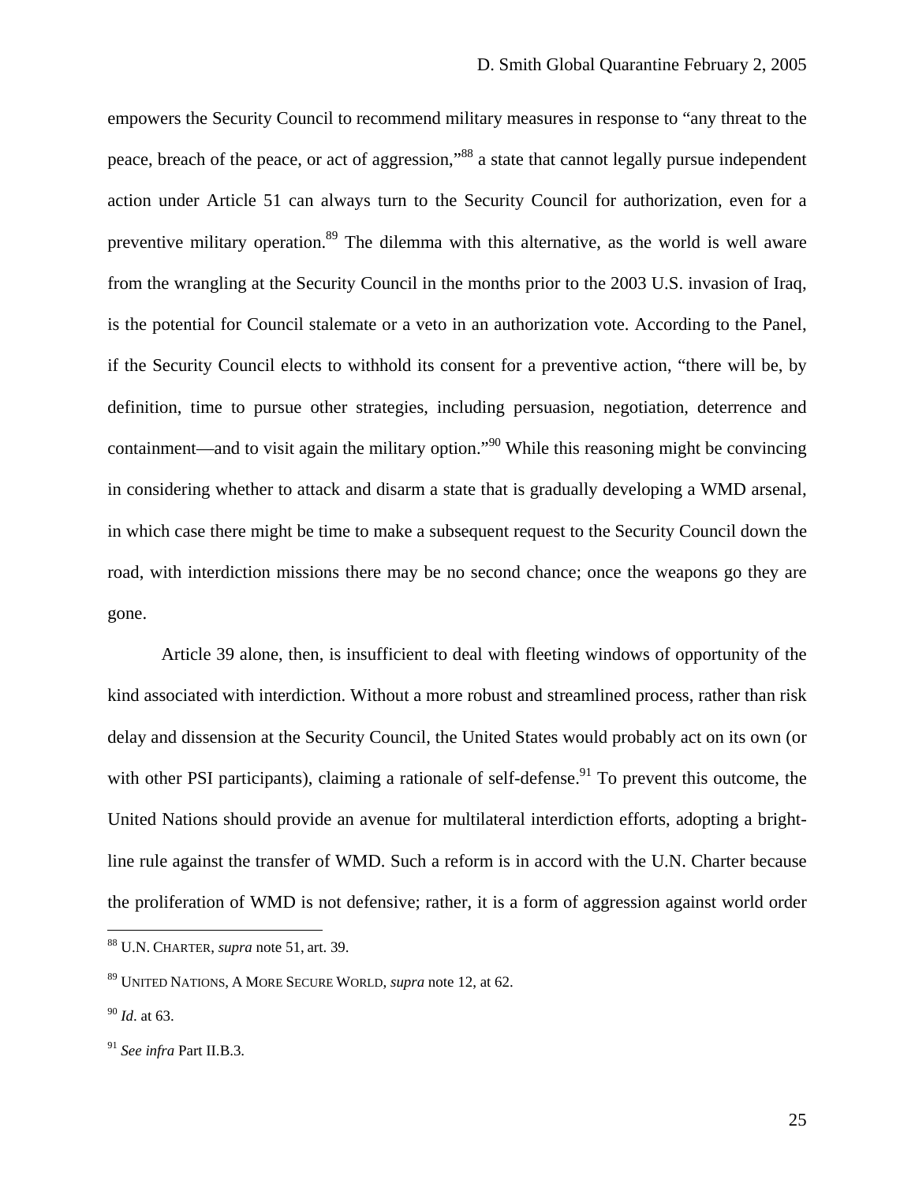empowers the Security Council to recommend military measures in response to "any threat to the peace, breach of the peace, or act of aggression,"[88] a state that cannot legally pursue independent action under Article 51 can always turn to the Security Council for authorization, even for a preventive military operation.[89] The dilemma with this alternative, as the world is well aware from the wrangling at the Security Council in the months prior to the 2003 U.S. invasion of Iraq, is the potential for Council stalemate or a veto in an authorization vote. According to the Panel, if the Security Council elects to withhold its consent for a preventive action, "there will be, by definition, time to pursue other strategies, including persuasion, negotiation, deterrence and containment—and to visit again the military option."[90] While this reasoning might be convincing in considering whether to attack and disarm a state that is gradually developing a WMD arsenal, in which case there might be time to make a subsequent request to the Security Council down the road, with interdiction missions there may be no second chance; once the weapons go they are gone.

Article 39 alone, then, is insufficient to deal with fleeting windows of opportunity of the kind associated with interdiction. Without a more robust and streamlined process, rather than risk delay and dissension at the Security Council, the United States would probably act on its own (or with other PSI participants), claiming a rationale of self-defense.[91] To prevent this outcome, the United Nations should provide an avenue for multilateral interdiction efforts, adopting a bright-line rule against the transfer of WMD. Such a reform is in accord with the U.N. Charter because the proliferation of WMD is not defensive; rather, it is a form of aggression against world order

---

[88] U.N. CHARTER, *supra* note 51, art. 39.

[89] UNITED NATIONS, A MORE SECURE WORLD, *supra* note 12, at 62.

[90] *Id*. at 63.

[91] *See infra* Part II.B.3.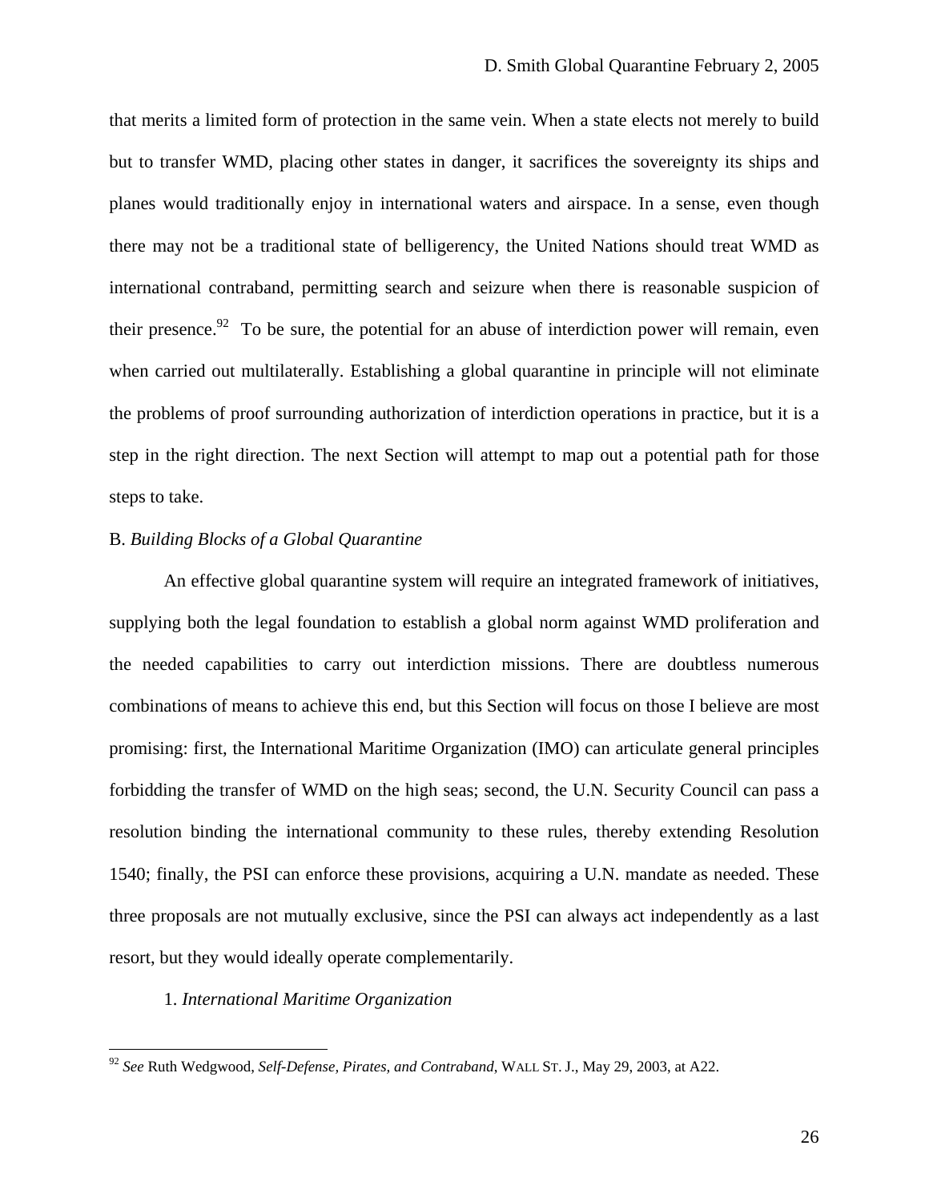that merits a limited form of protection in the same vein. When a state elects not merely to build but to transfer WMD, placing other states in danger, it sacrifices the sovereignty its ships and planes would traditionally enjoy in international waters and airspace. In a sense, even though there may not be a traditional state of belligerency, the United Nations should treat WMD as international contraband, permitting search and seizure when there is reasonable suspicion of their presence.[92] To be sure, the potential for an abuse of interdiction power will remain, even when carried out multilaterally. Establishing a global quarantine in principle will not eliminate the problems of proof surrounding authorization of interdiction operations in practice, but it is a step in the right direction. The next Section will attempt to map out a potential path for those steps to take.

### B. *Building Blocks of a Global Quarantine*

An effective global quarantine system will require an integrated framework of initiatives, supplying both the legal foundation to establish a global norm against WMD proliferation and the needed capabilities to carry out interdiction missions. There are doubtless numerous combinations of means to achieve this end, but this Section will focus on those I believe are most promising: first, the International Maritime Organization (IMO) can articulate general principles forbidding the transfer of WMD on the high seas; second, the U.N. Security Council can pass a resolution binding the international community to these rules, thereby extending Resolution 1540; finally, the PSI can enforce these provisions, acquiring a U.N. mandate as needed. These three proposals are not mutually exclusive, since the PSI can always act independently as a last resort, but they would ideally operate complementarily.

#### 1. *International Maritime Organization*

[92] *See* Ruth Wedgwood, *Self-Defense, Pirates, and Contraband*, WALL ST. J., May 29, 2003, at A22.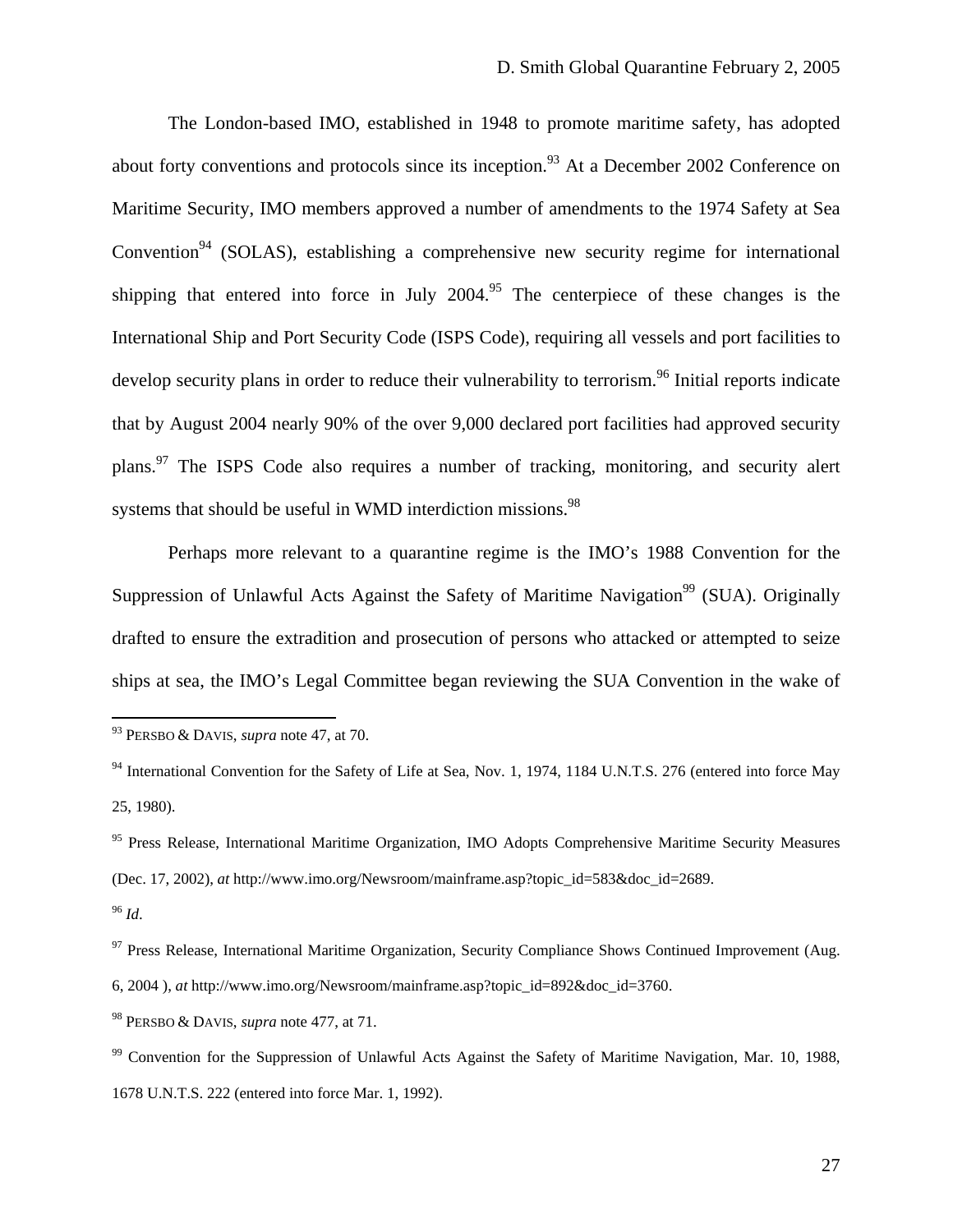The London-based IMO, established in 1948 to promote maritime safety, has adopted about forty conventions and protocols since its inception.[93] At a December 2002 Conference on Maritime Security, IMO members approved a number of amendments to the 1974 Safety at Sea Convention[94] (SOLAS), establishing a comprehensive new security regime for international shipping that entered into force in July 2004.[95] The centerpiece of these changes is the International Ship and Port Security Code (ISPS Code), requiring all vessels and port facilities to develop security plans in order to reduce their vulnerability to terrorism.[96] Initial reports indicate that by August 2004 nearly 90% of the over 9,000 declared port facilities had approved security plans.[97] The ISPS Code also requires a number of tracking, monitoring, and security alert systems that should be useful in WMD interdiction missions.[98]

Perhaps more relevant to a quarantine regime is the IMO's 1988 Convention for the Suppression of Unlawful Acts Against the Safety of Maritime Navigation[99] (SUA). Originally drafted to ensure the extradition and prosecution of persons who attacked or attempted to seize ships at sea, the IMO's Legal Committee began reviewing the SUA Convention in the wake of

---

[93] PERSBO & DAVIS, *supra* note 47, at 70.

[94] International Convention for the Safety of Life at Sea, Nov. 1, 1974, 1184 U.N.T.S. 276 (entered into force May 25, 1980).

[95] Press Release, International Maritime Organization, IMO Adopts Comprehensive Maritime Security Measures (Dec. 17, 2002), *at* http://www.imo.org/Newsroom/mainframe.asp?topic_id=583&doc_id=2689.

[96] *Id*.

[97] Press Release, International Maritime Organization, Security Compliance Shows Continued Improvement (Aug. 6, 2004 ), *at* http://www.imo.org/Newsroom/mainframe.asp?topic_id=892&doc_id=3760.

[98] PERSBO & DAVIS, *supra* note 477, at 71.

[99] Convention for the Suppression of Unlawful Acts Against the Safety of Maritime Navigation, Mar. 10, 1988, 1678 U.N.T.S. 222 (entered into force Mar. 1, 1992).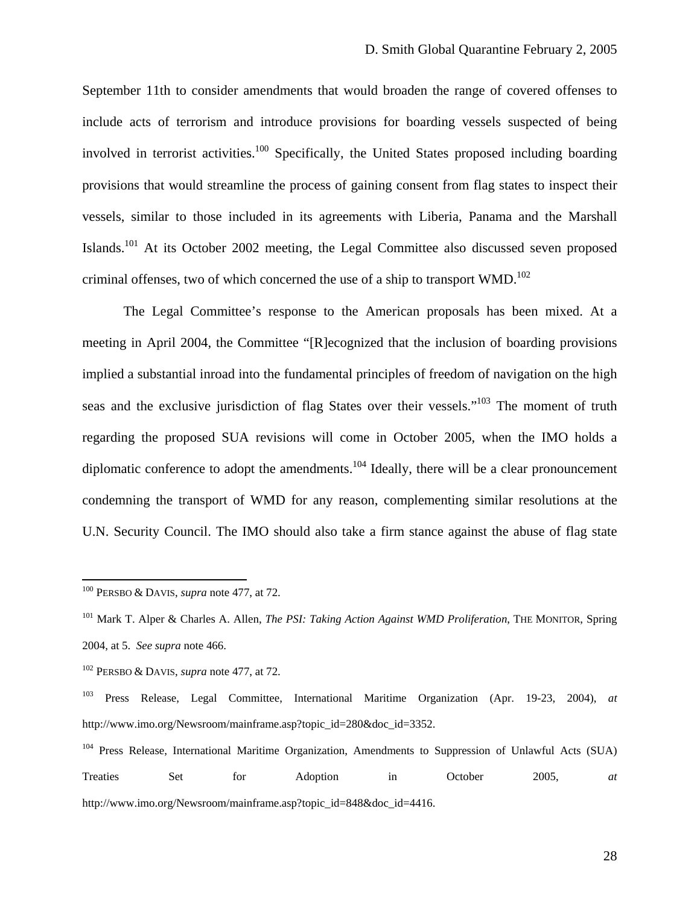September 11th to consider amendments that would broaden the range of covered offenses to include acts of terrorism and introduce provisions for boarding vessels suspected of being involved in terrorist activities.[100] Specifically, the United States proposed including boarding provisions that would streamline the process of gaining consent from flag states to inspect their vessels, similar to those included in its agreements with Liberia, Panama and the Marshall Islands.[101] At its October 2002 meeting, the Legal Committee also discussed seven proposed criminal offenses, two of which concerned the use of a ship to transport WMD.[102]

The Legal Committee's response to the American proposals has been mixed. At a meeting in April 2004, the Committee "[R]ecognized that the inclusion of boarding provisions implied a substantial inroad into the fundamental principles of freedom of navigation on the high seas and the exclusive jurisdiction of flag States over their vessels."[103] The moment of truth regarding the proposed SUA revisions will come in October 2005, when the IMO holds a diplomatic conference to adopt the amendments.[104] Ideally, there will be a clear pronouncement condemning the transport of WMD for any reason, complementing similar resolutions at the U.N. Security Council. The IMO should also take a firm stance against the abuse of flag state

---

[100] PERSBO & DAVIS, *supra* note 477, at 72.

[101] Mark T. Alper & Charles A. Allen, *The PSI: Taking Action Against WMD Proliferation*, THE MONITOR, Spring 2004, at 5. *See supra* note 466.

[102] PERSBO & DAVIS, *supra* note 477, at 72.

[103] Press Release, Legal Committee, International Maritime Organization (Apr. 19-23, 2004), *at* http://www.imo.org/Newsroom/mainframe.asp?topic_id=280&doc_id=3352.

[104] Press Release, International Maritime Organization, Amendments to Suppression of Unlawful Acts (SUA) Treaties Set for Adoption in October 2005, *at* http://www.imo.org/Newsroom/mainframe.asp?topic_id=848&doc_id=4416.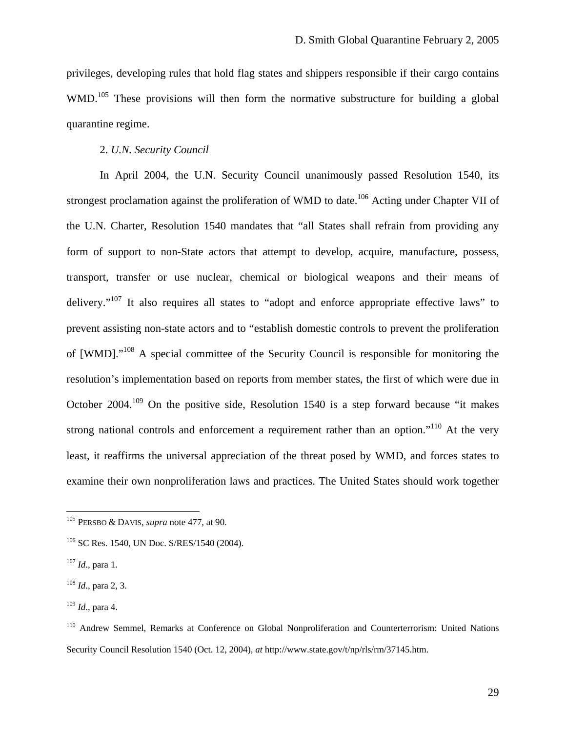privileges, developing rules that hold flag states and shippers responsible if their cargo contains WMD.[105] These provisions will then form the normative substructure for building a global quarantine regime.

2. *U.N. Security Council*

In April 2004, the U.N. Security Council unanimously passed Resolution 1540, its strongest proclamation against the proliferation of WMD to date.[106] Acting under Chapter VII of the U.N. Charter, Resolution 1540 mandates that "all States shall refrain from providing any form of support to non-State actors that attempt to develop, acquire, manufacture, possess, transport, transfer or use nuclear, chemical or biological weapons and their means of delivery."[107] It also requires all states to "adopt and enforce appropriate effective laws" to prevent assisting non-state actors and to "establish domestic controls to prevent the proliferation of [WMD]."[108] A special committee of the Security Council is responsible for monitoring the resolution's implementation based on reports from member states, the first of which were due in October 2004.[109] On the positive side, Resolution 1540 is a step forward because "it makes strong national controls and enforcement a requirement rather than an option."[110] At the very least, it reaffirms the universal appreciation of the threat posed by WMD, and forces states to examine their own nonproliferation laws and practices. The United States should work together

---

[105] PERSBO & DAVIS, *supra* note 477, at 90.

[106] SC Res. 1540, UN Doc. S/RES/1540 (2004).

[107] *Id*., para 1.

[108] *Id*., para 2, 3.

[109] *Id*., para 4.

[110] Andrew Semmel, Remarks at Conference on Global Nonproliferation and Counterterrorism: United Nations Security Council Resolution 1540 (Oct. 12, 2004), *at* http://www.state.gov/t/np/rls/rm/37145.htm.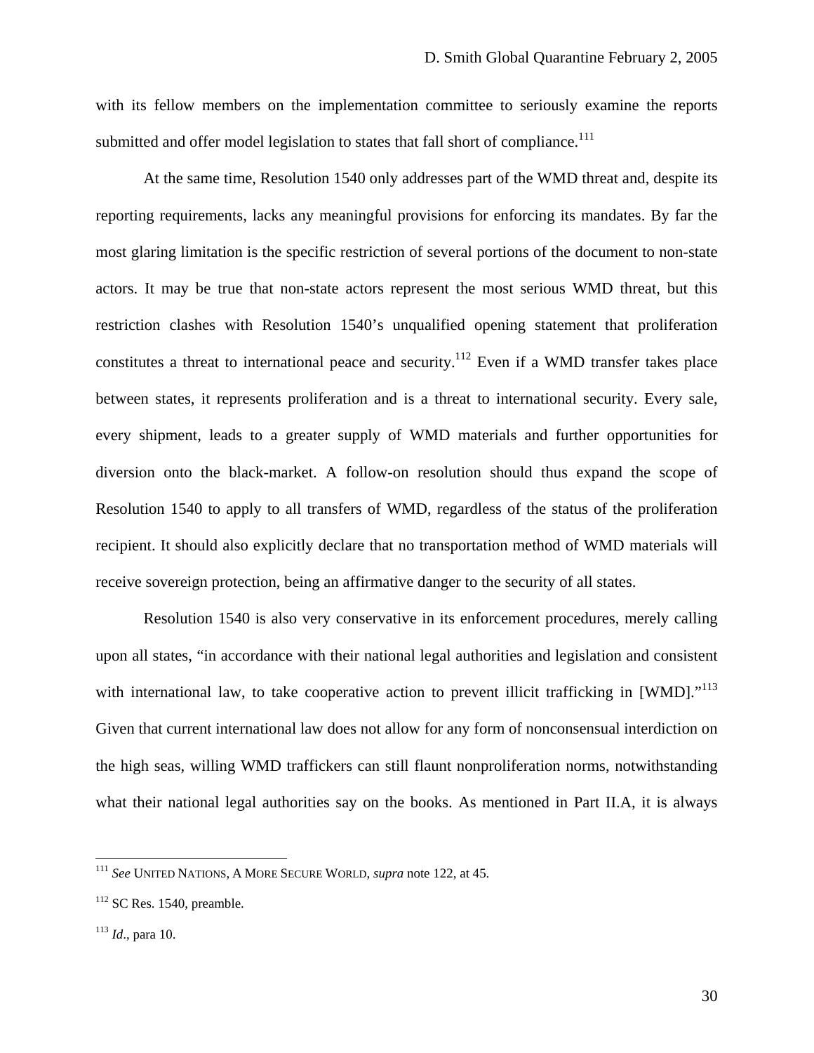with its fellow members on the implementation committee to seriously examine the reports submitted and offer model legislation to states that fall short of compliance.[111]

At the same time, Resolution 1540 only addresses part of the WMD threat and, despite its reporting requirements, lacks any meaningful provisions for enforcing its mandates. By far the most glaring limitation is the specific restriction of several portions of the document to non-state actors. It may be true that non-state actors represent the most serious WMD threat, but this restriction clashes with Resolution 1540's unqualified opening statement that proliferation constitutes a threat to international peace and security.[112] Even if a WMD transfer takes place between states, it represents proliferation and is a threat to international security. Every sale, every shipment, leads to a greater supply of WMD materials and further opportunities for diversion onto the black-market. A follow-on resolution should thus expand the scope of Resolution 1540 to apply to all transfers of WMD, regardless of the status of the proliferation recipient. It should also explicitly declare that no transportation method of WMD materials will receive sovereign protection, being an affirmative danger to the security of all states.

Resolution 1540 is also very conservative in its enforcement procedures, merely calling upon all states, "in accordance with their national legal authorities and legislation and consistent with international law, to take cooperative action to prevent illicit trafficking in [WMD]."[113] Given that current international law does not allow for any form of nonconsensual interdiction on the high seas, willing WMD traffickers can still flaunt nonproliferation norms, notwithstanding what their national legal authorities say on the books. As mentioned in Part II.A, it is always

---

[111] *See* UNITED NATIONS, A MORE SECURE WORLD, *supra* note 122, at 45.

[112] SC Res. 1540, preamble.

[113] *Id*., para 10.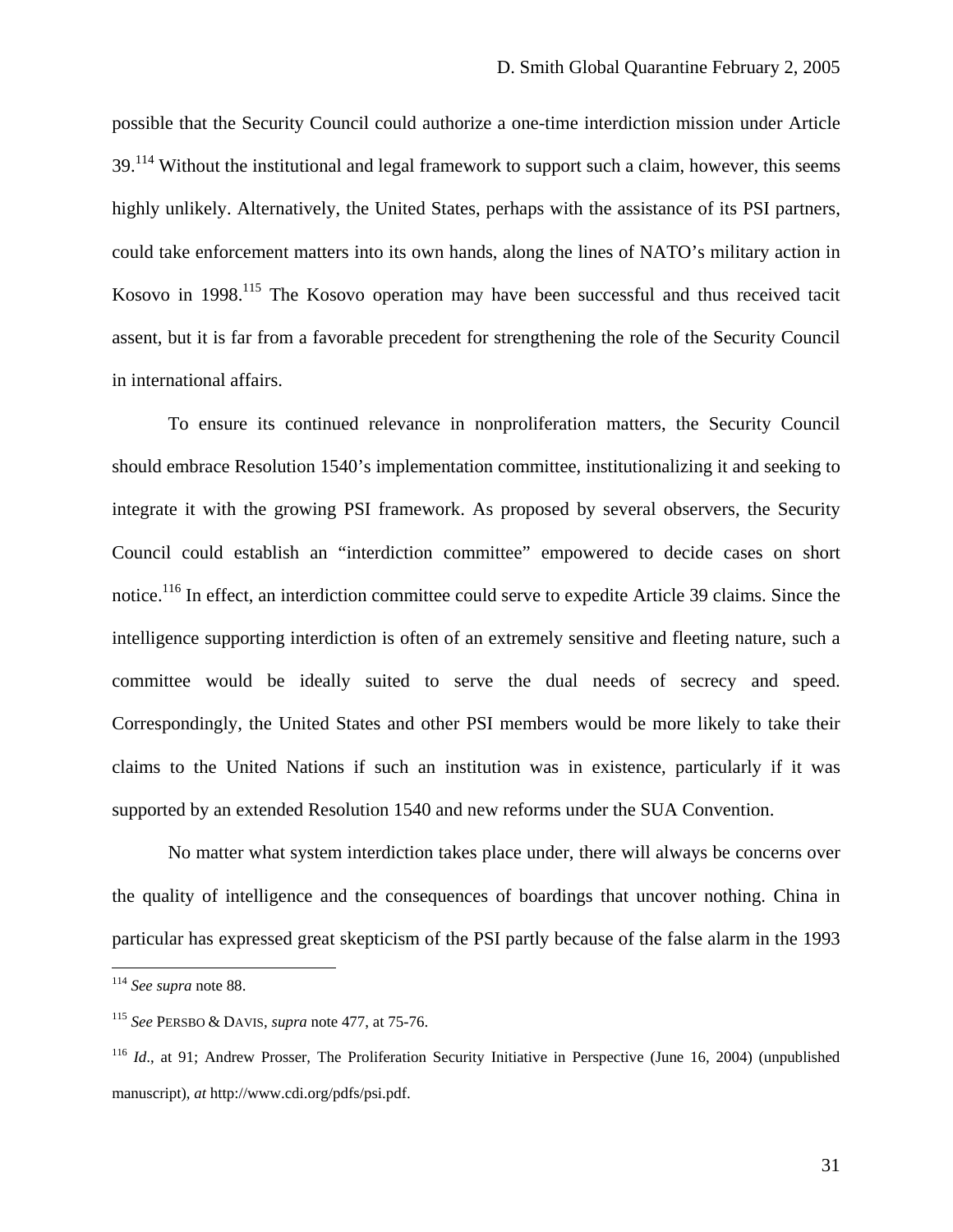possible that the Security Council could authorize a one-time interdiction mission under Article 39.[114] Without the institutional and legal framework to support such a claim, however, this seems highly unlikely. Alternatively, the United States, perhaps with the assistance of its PSI partners, could take enforcement matters into its own hands, along the lines of NATO's military action in Kosovo in 1998.[115] The Kosovo operation may have been successful and thus received tacit assent, but it is far from a favorable precedent for strengthening the role of the Security Council in international affairs.

To ensure its continued relevance in nonproliferation matters, the Security Council should embrace Resolution 1540's implementation committee, institutionalizing it and seeking to integrate it with the growing PSI framework. As proposed by several observers, the Security Council could establish an "interdiction committee" empowered to decide cases on short notice.[116] In effect, an interdiction committee could serve to expedite Article 39 claims. Since the intelligence supporting interdiction is often of an extremely sensitive and fleeting nature, such a committee would be ideally suited to serve the dual needs of secrecy and speed. Correspondingly, the United States and other PSI members would be more likely to take their claims to the United Nations if such an institution was in existence, particularly if it was supported by an extended Resolution 1540 and new reforms under the SUA Convention.

No matter what system interdiction takes place under, there will always be concerns over the quality of intelligence and the consequences of boardings that uncover nothing. China in particular has expressed great skepticism of the PSI partly because of the false alarm in the 1993

---

[114] *See supra* note 88.

[115] *See* PERSBO & DAVIS, *supra* note 477, at 75-76.

[116] *Id*., at 91; Andrew Prosser, The Proliferation Security Initiative in Perspective (June 16, 2004) (unpublished manuscript), *at* http://www.cdi.org/pdfs/psi.pdf.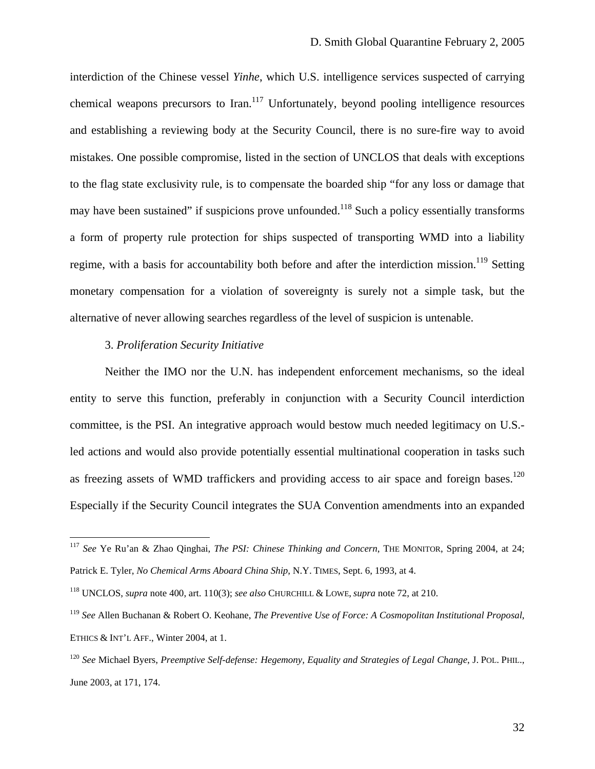interdiction of the Chinese vessel *Yinhe*, which U.S. intelligence services suspected of carrying chemical weapons precursors to Iran.[117] Unfortunately, beyond pooling intelligence resources and establishing a reviewing body at the Security Council, there is no sure-fire way to avoid mistakes. One possible compromise, listed in the section of UNCLOS that deals with exceptions to the flag state exclusivity rule, is to compensate the boarded ship "for any loss or damage that may have been sustained" if suspicions prove unfounded.[118] Such a policy essentially transforms a form of property rule protection for ships suspected of transporting WMD into a liability regime, with a basis for accountability both before and after the interdiction mission.[119] Setting monetary compensation for a violation of sovereignty is surely not a simple task, but the alternative of never allowing searches regardless of the level of suspicion is untenable.

### 3. *Proliferation Security Initiative*

Neither the IMO nor the U.N. has independent enforcement mechanisms, so the ideal entity to serve this function, preferably in conjunction with a Security Council interdiction committee, is the PSI. An integrative approach would bestow much needed legitimacy on U.S.-led actions and would also provide potentially essential multinational cooperation in tasks such as freezing assets of WMD traffickers and providing access to air space and foreign bases.[120] Especially if the Security Council integrates the SUA Convention amendments into an expanded

---

[117] *See* Ye Ru'an & Zhao Qinghai, *The PSI: Chinese Thinking and Concern*, THE MONITOR, Spring 2004, at 24; Patrick E. Tyler, *No Chemical Arms Aboard China Ship*, N.Y. TIMES, Sept. 6, 1993, at 4.

[118] UNCLOS, *supra* note 400, art. 110(3); *see also* CHURCHILL & LOWE, *supra* note 72, at 210.

[119] *See* Allen Buchanan & Robert O. Keohane, *The Preventive Use of Force: A Cosmopolitan Institutional Proposal*, ETHICS & INT'L AFF., Winter 2004, at 1.

[120] *See* Michael Byers, *Preemptive Self-defense: Hegemony, Equality and Strategies of Legal Change*, J. POL. PHIL., June 2003, at 171, 174.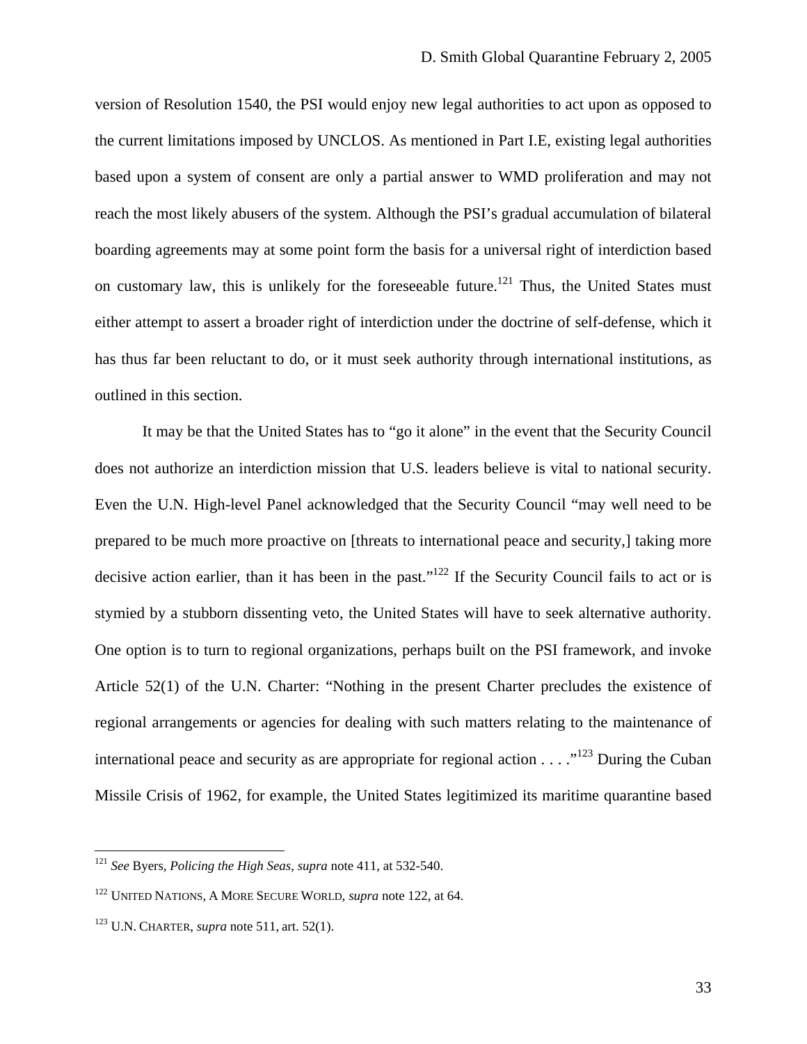version of Resolution 1540, the PSI would enjoy new legal authorities to act upon as opposed to the current limitations imposed by UNCLOS. As mentioned in Part I.E, existing legal authorities based upon a system of consent are only a partial answer to WMD proliferation and may not reach the most likely abusers of the system. Although the PSI's gradual accumulation of bilateral boarding agreements may at some point form the basis for a universal right of interdiction based on customary law, this is unlikely for the foreseeable future.[121] Thus, the United States must either attempt to assert a broader right of interdiction under the doctrine of self-defense, which it has thus far been reluctant to do, or it must seek authority through international institutions, as outlined in this section.

It may be that the United States has to "go it alone" in the event that the Security Council does not authorize an interdiction mission that U.S. leaders believe is vital to national security. Even the U.N. High-level Panel acknowledged that the Security Council "may well need to be prepared to be much more proactive on [threats to international peace and security,] taking more decisive action earlier, than it has been in the past."[122] If the Security Council fails to act or is stymied by a stubborn dissenting veto, the United States will have to seek alternative authority. One option is to turn to regional organizations, perhaps built on the PSI framework, and invoke Article 52(1) of the U.N. Charter: "Nothing in the present Charter precludes the existence of regional arrangements or agencies for dealing with such matters relating to the maintenance of international peace and security as are appropriate for regional action . . . ."[123] During the Cuban Missile Crisis of 1962, for example, the United States legitimized its maritime quarantine based

---

[121] *See* Byers, *Policing the High Seas*, *supra* note 411, at 532-540.

[122] UNITED NATIONS, A MORE SECURE WORLD, *supra* note 122, at 64.

[123] U.N. CHARTER, *supra* note 511, art. 52(1).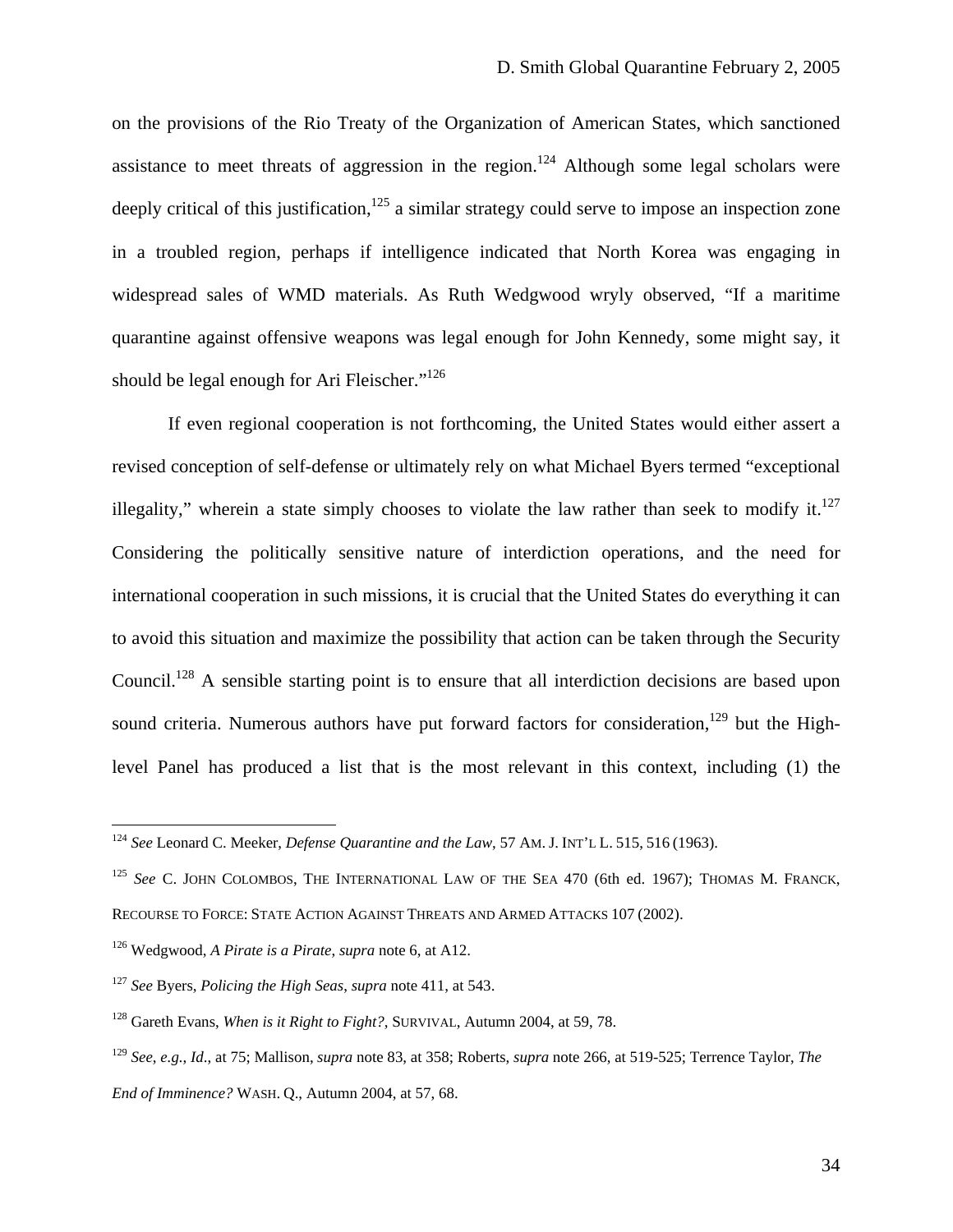on the provisions of the Rio Treaty of the Organization of American States, which sanctioned assistance to meet threats of aggression in the region.[124] Although some legal scholars were deeply critical of this justification,[125] a similar strategy could serve to impose an inspection zone in a troubled region, perhaps if intelligence indicated that North Korea was engaging in widespread sales of WMD materials. As Ruth Wedgwood wryly observed, "If a maritime quarantine against offensive weapons was legal enough for John Kennedy, some might say, it should be legal enough for Ari Fleischer."[126]

If even regional cooperation is not forthcoming, the United States would either assert a revised conception of self-defense or ultimately rely on what Michael Byers termed "exceptional illegality," wherein a state simply chooses to violate the law rather than seek to modify it.[127] Considering the politically sensitive nature of interdiction operations, and the need for international cooperation in such missions, it is crucial that the United States do everything it can to avoid this situation and maximize the possibility that action can be taken through the Security Council.[128] A sensible starting point is to ensure that all interdiction decisions are based upon sound criteria. Numerous authors have put forward factors for consideration,[129] but the High-level Panel has produced a list that is the most relevant in this context, including (1) the

---

[124] *See* Leonard C. Meeker, *Defense Quarantine and the Law*, 57 AM. J. INT'L L. 515, 516 (1963).

[125] *See* C. JOHN COLOMBOS, THE INTERNATIONAL LAW OF THE SEA 470 (6th ed. 1967); THOMAS M. FRANCK, RECOURSE TO FORCE: STATE ACTION AGAINST THREATS AND ARMED ATTACKS 107 (2002).

[126] Wedgwood, *A Pirate is a Pirate*, *supra* note 6, at A12.

[127] *See* Byers, *Policing the High Seas*, *supra* note 411, at 543.

[128] Gareth Evans, *When is it Right to Fight?*, SURVIVAL, Autumn 2004, at 59, 78.

[129] *See, e.g.*, *Id*., at 75; Mallison, *supra* note 83, at 358; Roberts, *supra* note 266, at 519-525; Terrence Taylor, *The End of Imminence?* WASH. Q., Autumn 2004, at 57, 68.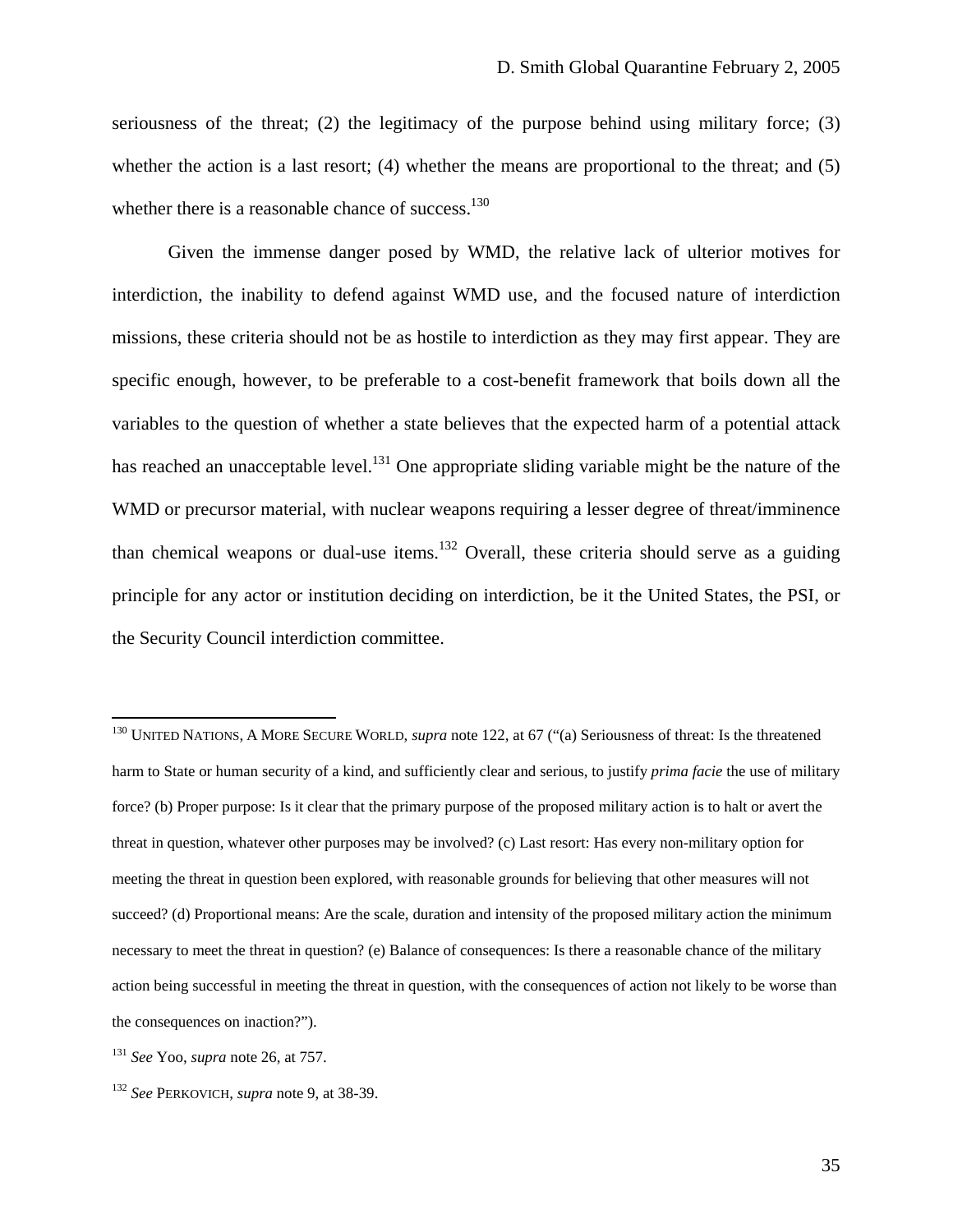seriousness of the threat; (2) the legitimacy of the purpose behind using military force; (3) whether the action is a last resort; (4) whether the means are proportional to the threat; and (5) whether there is a reasonable chance of success.[130]

Given the immense danger posed by WMD, the relative lack of ulterior motives for interdiction, the inability to defend against WMD use, and the focused nature of interdiction missions, these criteria should not be as hostile to interdiction as they may first appear. They are specific enough, however, to be preferable to a cost-benefit framework that boils down all the variables to the question of whether a state believes that the expected harm of a potential attack has reached an unacceptable level.[131] One appropriate sliding variable might be the nature of the WMD or precursor material, with nuclear weapons requiring a lesser degree of threat/imminence than chemical weapons or dual-use items.[132] Overall, these criteria should serve as a guiding principle for any actor or institution deciding on interdiction, be it the United States, the PSI, or the Security Council interdiction committee.

---

[130] UNITED NATIONS, A MORE SECURE WORLD, *supra* note 122, at 67 ("(a) Seriousness of threat: Is the threatened harm to State or human security of a kind, and sufficiently clear and serious, to justify *prima facie* the use of military force? (b) Proper purpose: Is it clear that the primary purpose of the proposed military action is to halt or avert the threat in question, whatever other purposes may be involved? (c) Last resort: Has every non-military option for meeting the threat in question been explored, with reasonable grounds for believing that other measures will not succeed? (d) Proportional means: Are the scale, duration and intensity of the proposed military action the minimum necessary to meet the threat in question? (e) Balance of consequences: Is there a reasonable chance of the military action being successful in meeting the threat in question, with the consequences of action not likely to be worse than the consequences on inaction?").

[131] *See* Yoo, *supra* note 26, at 757.

[132] *See* PERKOVICH, *supra* note 9, at 38-39.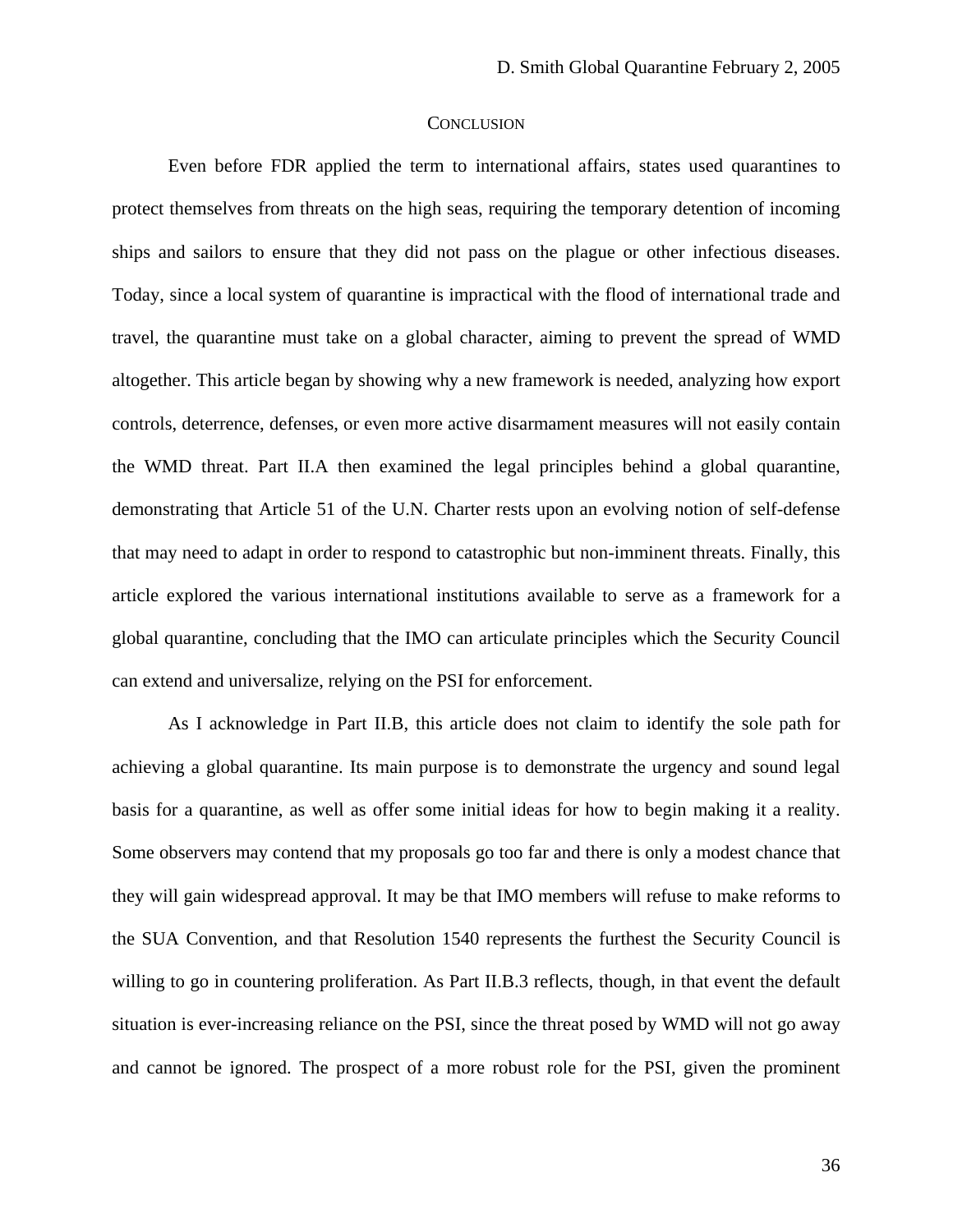## CONCLUSION

Even before FDR applied the term to international affairs, states used quarantines to protect themselves from threats on the high seas, requiring the temporary detention of incoming ships and sailors to ensure that they did not pass on the plague or other infectious diseases. Today, since a local system of quarantine is impractical with the flood of international trade and travel, the quarantine must take on a global character, aiming to prevent the spread of WMD altogether. This article began by showing why a new framework is needed, analyzing how export controls, deterrence, defenses, or even more active disarmament measures will not easily contain the WMD threat. Part II.A then examined the legal principles behind a global quarantine, demonstrating that Article 51 of the U.N. Charter rests upon an evolving notion of self-defense that may need to adapt in order to respond to catastrophic but non-imminent threats. Finally, this article explored the various international institutions available to serve as a framework for a global quarantine, concluding that the IMO can articulate principles which the Security Council can extend and universalize, relying on the PSI for enforcement.

As I acknowledge in Part II.B, this article does not claim to identify the sole path for achieving a global quarantine. Its main purpose is to demonstrate the urgency and sound legal basis for a quarantine, as well as offer some initial ideas for how to begin making it a reality. Some observers may contend that my proposals go too far and there is only a modest chance that they will gain widespread approval. It may be that IMO members will refuse to make reforms to the SUA Convention, and that Resolution 1540 represents the furthest the Security Council is willing to go in countering proliferation. As Part II.B.3 reflects, though, in that event the default situation is ever-increasing reliance on the PSI, since the threat posed by WMD will not go away and cannot be ignored. The prospect of a more robust role for the PSI, given the prominent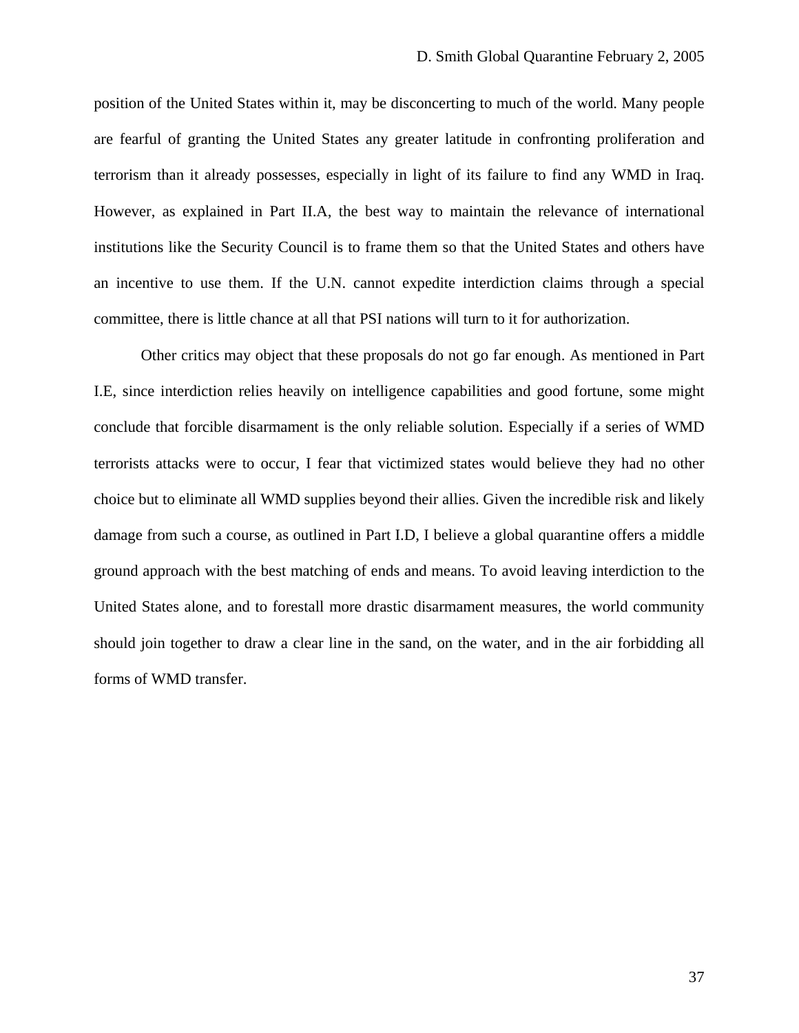position of the United States within it, may be disconcerting to much of the world. Many people are fearful of granting the United States any greater latitude in confronting proliferation and terrorism than it already possesses, especially in light of its failure to find any WMD in Iraq. However, as explained in Part II.A, the best way to maintain the relevance of international institutions like the Security Council is to frame them so that the United States and others have an incentive to use them. If the U.N. cannot expedite interdiction claims through a special committee, there is little chance at all that PSI nations will turn to it for authorization.

Other critics may object that these proposals do not go far enough. As mentioned in Part I.E, since interdiction relies heavily on intelligence capabilities and good fortune, some might conclude that forcible disarmament is the only reliable solution. Especially if a series of WMD terrorists attacks were to occur, I fear that victimized states would believe they had no other choice but to eliminate all WMD supplies beyond their allies. Given the incredible risk and likely damage from such a course, as outlined in Part I.D, I believe a global quarantine offers a middle ground approach with the best matching of ends and means. To avoid leaving interdiction to the United States alone, and to forestall more drastic disarmament measures, the world community should join together to draw a clear line in the sand, on the water, and in the air forbidding all forms of WMD transfer.